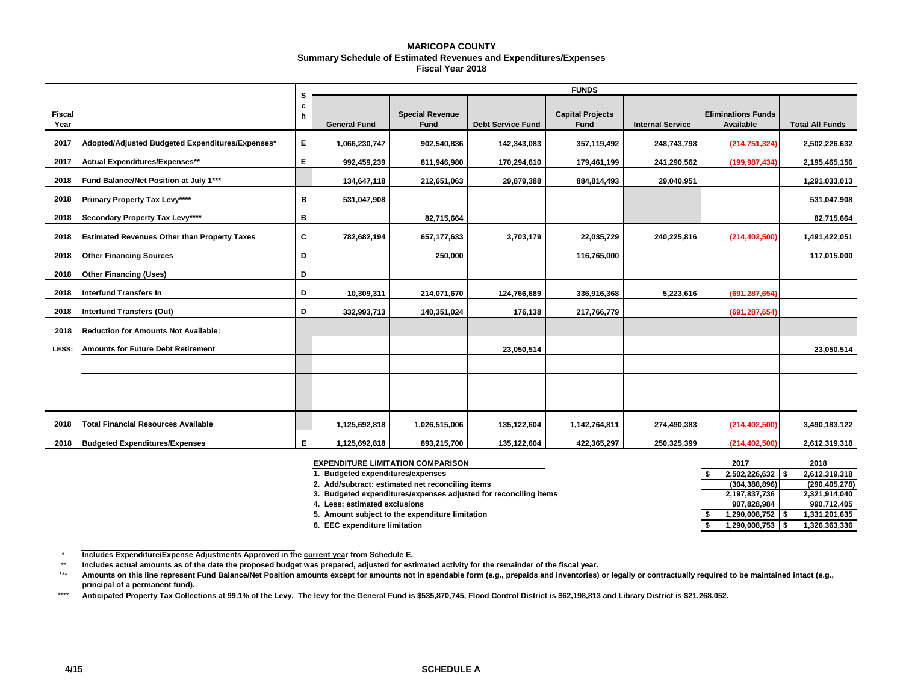# MARICOPA COUNTY
## Summary Schedule of Estimated Revenues and Expenditures/Expenses
### Fiscal Year 2018

| Fiscal Year | | Sch | FUNDS | | | | | | |
|---|---|---|---|---|---|---|---|---|---|
| | | | General Fund | Special Revenue Fund | Debt Service Fund | Capital Projects Fund | Internal Service | Eliminations Funds Available | Total All Funds |
| 2017 | Adopted/Adjusted Budgeted Expenditures/Expenses* | E | 1,066,230,747 | 902,540,836 | 142,343,083 | 357,119,492 | 248,743,798 | (214,751,324) | 2,502,226,632 |
| 2017 | Actual Expenditures/Expenses** | E | 992,459,239 | 811,946,980 | 170,294,610 | 179,461,199 | 241,290,562 | (199,987,434) | 2,195,465,156 |
| 2018 | Fund Balance/Net Position at July 1*** | | 134,647,118 | 212,651,063 | 29,879,388 | 884,814,493 | 29,040,951 | | 1,291,033,013 |
| 2018 | Primary Property Tax Levy**** | B | 531,047,908 | | | | | | 531,047,908 |
| 2018 | Secondary Property Tax Levy**** | B | | 82,715,664 | | | | | 82,715,664 |
| 2018 | Estimated Revenues Other than Property Taxes | C | 782,682,194 | 657,177,633 | 3,703,179 | 22,035,729 | 240,225,816 | (214,402,500) | 1,491,422,051 |
| 2018 | Other Financing Sources | D | | 250,000 | | 116,765,000 | | | 117,015,000 |
| 2018 | Other Financing (Uses) | D | | | | | | | |
| 2018 | Interfund Transfers In | D | 10,309,311 | 214,071,670 | 124,766,689 | 336,916,368 | 5,223,616 | (691,287,654) | |
| 2018 | Interfund Transfers (Out) | D | 332,993,713 | 140,351,024 | 176,138 | 217,766,779 | | (691,287,654) | |
| 2018 | Reduction for Amounts Not Available: | | | | | | | | |
| LESS: | Amounts for Future Debt Retirement | | | | 23,050,514 | | | | 23,050,514 |
| | | | | | | | | | |
| | | | | | | | | | |
| | | | | | | | | | |
| 2018 | Total Financial Resources Available | | 1,125,692,818 | 1,026,515,006 | 135,122,604 | 1,142,764,811 | 274,490,383 | (214,402,500) | 3,490,183,122 |
| 2018 | Budgeted Expenditures/Expenses | E | 1,125,692,818 | 893,215,700 | 135,122,604 | 422,365,297 | 250,325,399 | (214,402,500) | 2,612,319,318 |

| EXPENDITURE LIMITATION COMPARISON | 2017 | 2018 |
|---|---|---|
| 1. Budgeted expenditures/expenses | $ 2,502,226,632 | $ 2,612,319,318 |
| 2. Add/subtract: estimated net reconciling items | (304,388,896) | (290,405,278) |
| 3. Budgeted expenditures/expenses adjusted for reconciling items | 2,197,837,736 | 2,321,914,040 |
| 4. Less: estimated exclusions | 907,828,984 | 990,712,405 |
| 5. Amount subject to the expenditure limitation | $ 1,290,008,752 | $ 1,331,201,635 |
| 6. EEC expenditure limitation | $ 1,290,008,753 | $ 1,326,363,336 |

\* Includes Expenditure/Expense Adjustments Approved in the current year from Schedule E.

\** Includes actual amounts as of the date the proposed budget was prepared, adjusted for estimated activity for the remainder of the fiscal year.

\*** Amounts on this line represent Fund Balance/Net Position amounts except for amounts not in spendable form (e.g., prepaids and inventories) or legally or contractually required to be maintained intact (e.g., principal of a permanent fund).

\**** Anticipated Property Tax Collections at 99.1% of the Levy. The levy for the General Fund is $535,870,745, Flood Control District is $62,198,813 and Library District is $21,268,052.

4/15 SCHEDULE A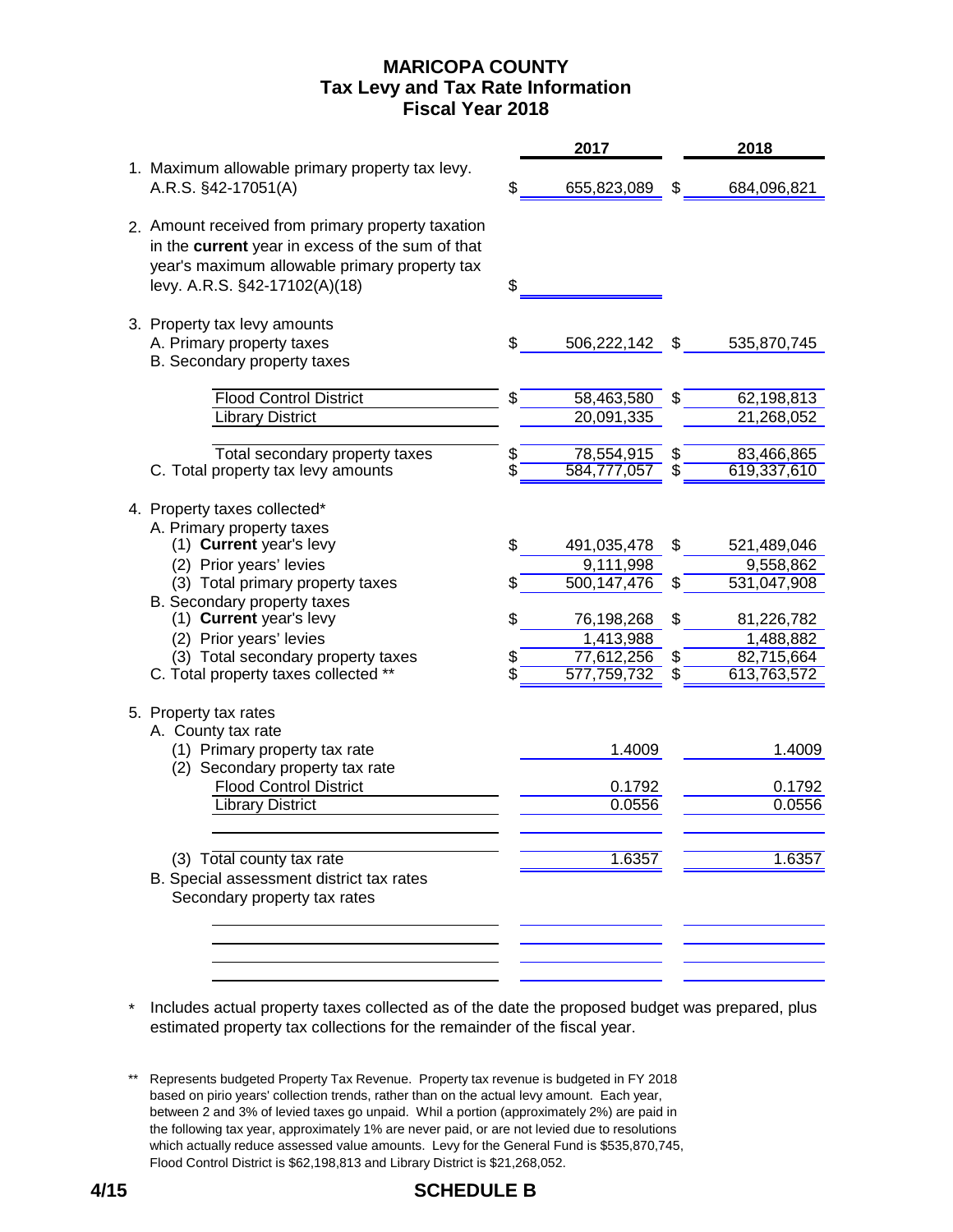# MARICOPA COUNTY
## Tax Levy and Tax Rate Information
## Fiscal Year 2018

| | 2017 | 2018 |
|---|---|---|
| 1. Maximum allowable primary property tax levy. A.R.S. §42-17051(A) | $ 655,823,089 | $ 684,096,821 |
| 2. Amount received from primary property taxation in the **current** year in excess of the sum of that year's maximum allowable primary property tax levy. A.R.S. §42-17102(A)(18) | $ | |
| 3. Property tax levy amounts | | |
| A. Primary property taxes | $ 506,222,142 | $ 535,870,745 |
| B. Secondary property taxes | | |
| Flood Control District | $ 58,463,580 | $ 62,198,813 |
| Library District | 20,091,335 | 21,268,052 |
| Total secondary property taxes | $ 78,554,915 | $ 83,466,865 |
| C. Total property tax levy amounts | $ 584,777,057 | $ 619,337,610 |
| 4. Property taxes collected* | | |
| A. Primary property taxes | | |
| (1) **Current** year's levy | $ 491,035,478 | $ 521,489,046 |
| (2) Prior years' levies | 9,111,998 | 9,558,862 |
| (3) Total primary property taxes | $ 500,147,476 | $ 531,047,908 |
| B. Secondary property taxes | | |
| (1) **Current** year's levy | $ 76,198,268 | $ 81,226,782 |
| (2) Prior years' levies | 1,413,988 | 1,488,882 |
| (3) Total secondary property taxes | $ 77,612,256 | $ 82,715,664 |
| C. Total property taxes collected ** | $ 577,759,732 | $ 613,763,572 |
| 5. Property tax rates | | |
| A. County tax rate | | |
| (1) Primary property tax rate | 1.4009 | 1.4009 |
| (2) Secondary property tax rate | | |
| Flood Control District | 0.1792 | 0.1792 |
| Library District | 0.0556 | 0.0556 |
| (3) Total county tax rate | 1.6357 | 1.6357 |
| B. Special assessment district tax rates | | |
| Secondary property tax rates | | |

\* Includes actual property taxes collected as of the date the proposed budget was prepared, plus estimated property tax collections for the remainder of the fiscal year.

\*\* Represents budgeted Property Tax Revenue. Property tax revenue is budgeted in FY 2018 based on pirio years' collection trends, rather than on the actual levy amount. Each year, between 2 and 3% of levied taxes go unpaid. Whil a portion (approximately 2%) are paid in the following tax year, approximately 1% are never paid, or are not levied due to resolutions which actually reduce assessed value amounts. Levy for the General Fund is $535,870,745, Flood Control District is $62,198,813 and Library District is $21,268,052.

SCHEDULE B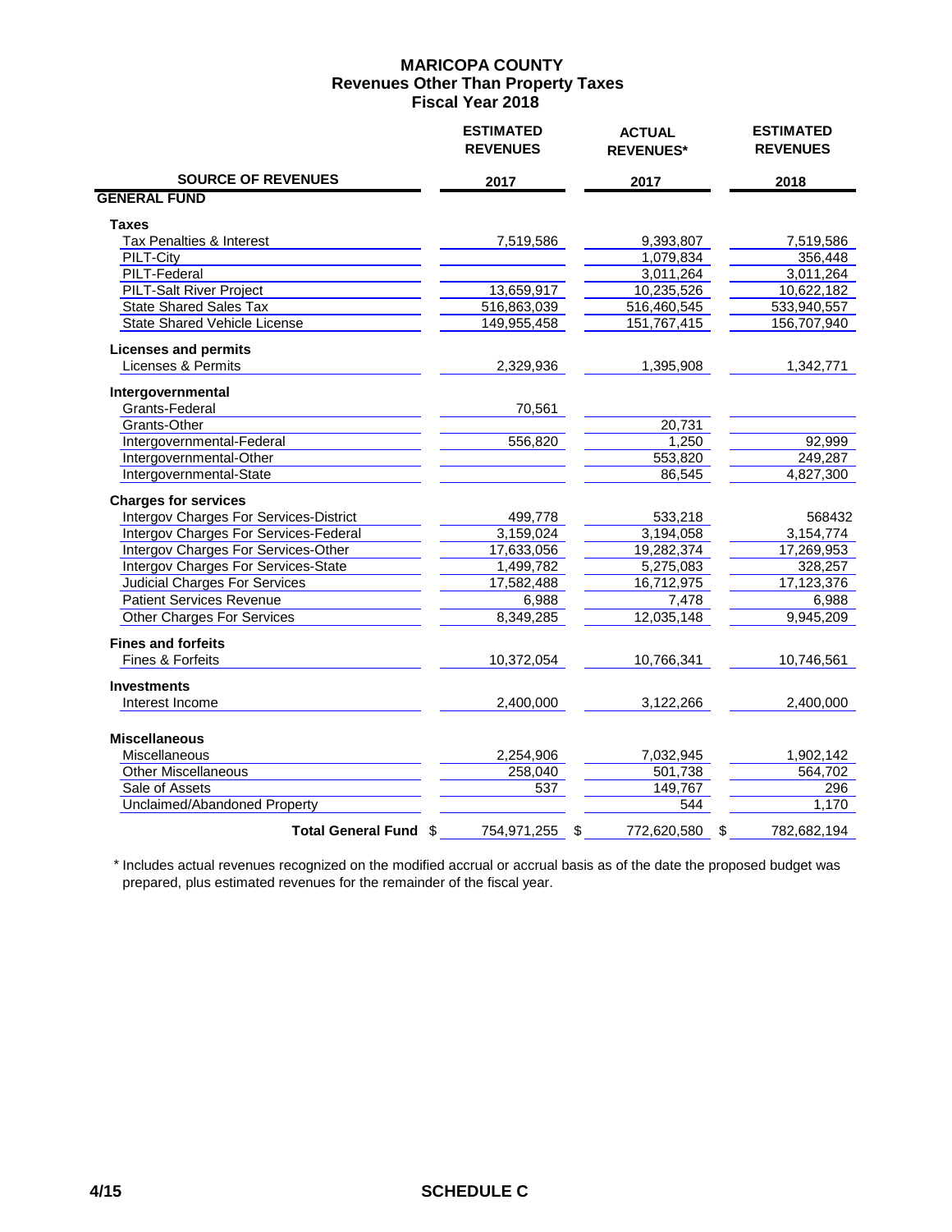# MARICOPA COUNTY
## Revenues Other Than Property Taxes
## Fiscal Year 2018

| SOURCE OF REVENUES | ESTIMATED REVENUES 2017 | ACTUAL REVENUES* 2017 | ESTIMATED REVENUES 2018 |
|---|---|---|---|
| **GENERAL FUND** | | | |
| **Taxes** | | | |
| Tax Penalties & Interest | 7,519,586 | 9,393,807 | 7,519,586 |
| PILT-City | | 1,079,834 | 356,448 |
| PILT-Federal | | 3,011,264 | 3,011,264 |
| PILT-Salt River Project | 13,659,917 | 10,235,526 | 10,622,182 |
| State Shared Sales Tax | 516,863,039 | 516,460,545 | 533,940,557 |
| State Shared Vehicle License | 149,955,458 | 151,767,415 | 156,707,940 |
| **Licenses and permits** | | | |
| Licenses & Permits | 2,329,936 | 1,395,908 | 1,342,771 |
| **Intergovernmental** | | | |
| Grants-Federal | 70,561 | | |
| Grants-Other | | 20,731 | |
| Intergovernmental-Federal | 556,820 | 1,250 | 92,999 |
| Intergovernmental-Other | | 553,820 | 249,287 |
| Intergovernmental-State | | 86,545 | 4,827,300 |
| **Charges for services** | | | |
| Intergov Charges For Services-District | 499,778 | 533,218 | 568432 |
| Intergov Charges For Services-Federal | 3,159,024 | 3,194,058 | 3,154,774 |
| Intergov Charges For Services-Other | 17,633,056 | 19,282,374 | 17,269,953 |
| Intergov Charges For Services-State | 1,499,782 | 5,275,083 | 328,257 |
| Judicial Charges For Services | 17,582,488 | 16,712,975 | 17,123,376 |
| Patient Services Revenue | 6,988 | 7,478 | 6,988 |
| Other Charges For Services | 8,349,285 | 12,035,148 | 9,945,209 |
| **Fines and forfeits** | | | |
| Fines & Forfeits | 10,372,054 | 10,766,341 | 10,746,561 |
| **Investments** | | | |
| Interest Income | 2,400,000 | 3,122,266 | 2,400,000 |
| **Miscellaneous** | | | |
| Miscellaneous | 2,254,906 | 7,032,945 | 1,902,142 |
| Other Miscellaneous | 258,040 | 501,738 | 564,702 |
| Sale of Assets | 537 | 149,767 | 296 |
| Unclaimed/Abandoned Property | | 544 | 1,170 |
| **Total General Fund** | $ 754,971,255 | $ 772,620,580 | $ 782,682,194 |

\* Includes actual revenues recognized on the modified accrual or accrual basis as of the date the proposed budget was prepared, plus estimated revenues for the remainder of the fiscal year.

4/15 **SCHEDULE C**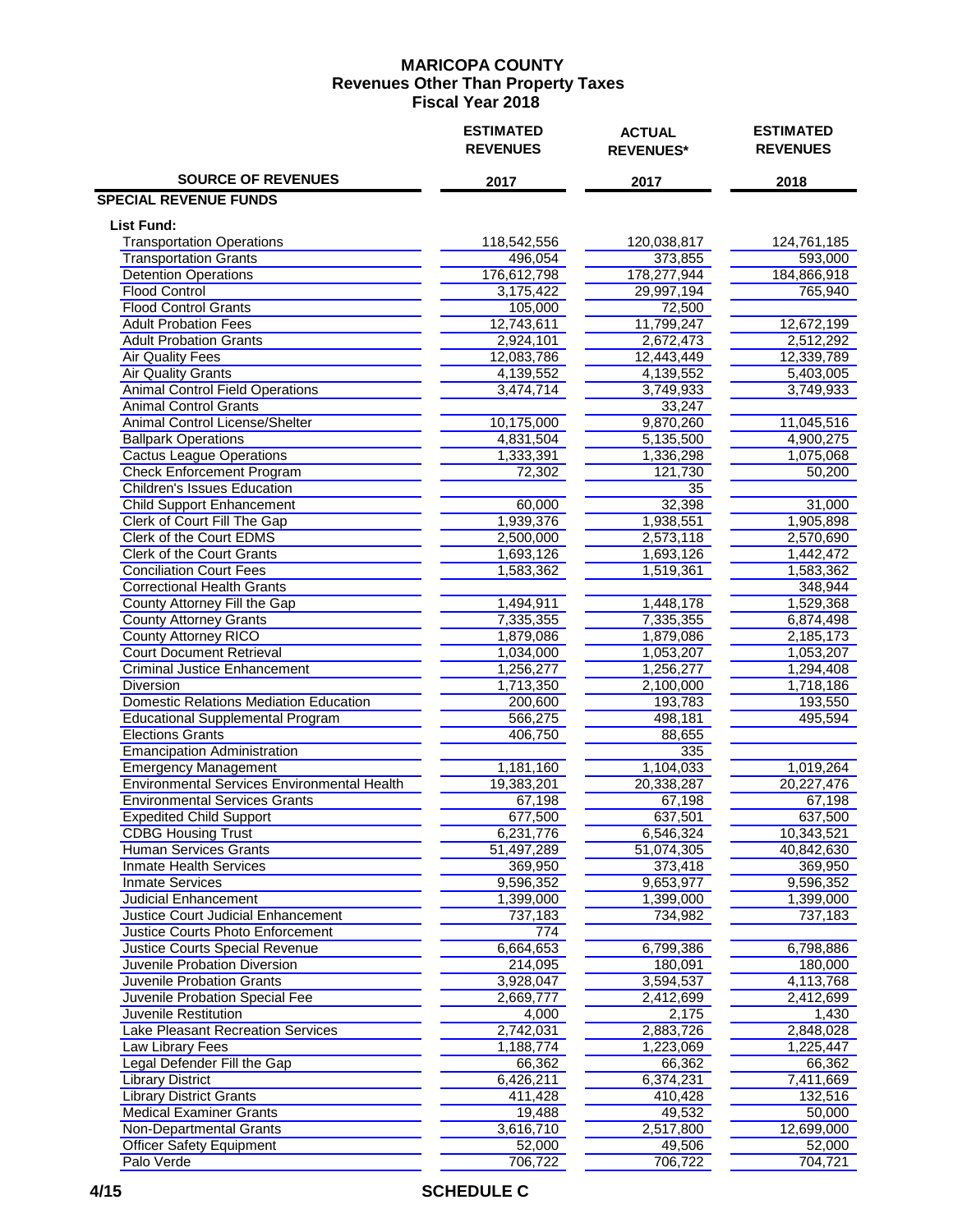# MARICOPA COUNTY
## Revenues Other Than Property Taxes
## Fiscal Year 2018

| SOURCE OF REVENUES | ESTIMATED REVENUES 2017 | ACTUAL REVENUES* 2017 | ESTIMATED REVENUES 2018 |
|---|---|---|---|
| **SPECIAL REVENUE FUNDS** | | | |
| **List Fund:** | | | |
| Transportation Operations | 118,542,556 | 120,038,817 | 124,761,185 |
| Transportation Grants | 496,054 | 373,855 | 593,000 |
| Detention Operations | 176,612,798 | 178,277,944 | 184,866,918 |
| Flood Control | 3,175,422 | 29,997,194 | 765,940 |
| Flood Control Grants | 105,000 | 72,500 | |
| Adult Probation Fees | 12,743,611 | 11,799,247 | 12,672,199 |
| Adult Probation Grants | 2,924,101 | 2,672,473 | 2,512,292 |
| Air Quality Fees | 12,083,786 | 12,443,449 | 12,339,789 |
| Air Quality Grants | 4,139,552 | 4,139,552 | 5,403,005 |
| Animal Control Field Operations | 3,474,714 | 3,749,933 | 3,749,933 |
| Animal Control Grants | | 33,247 | |
| Animal Control License/Shelter | 10,175,000 | 9,870,260 | 11,045,516 |
| Ballpark Operations | 4,831,504 | 5,135,500 | 4,900,275 |
| Cactus League Operations | 1,333,391 | 1,336,298 | 1,075,068 |
| Check Enforcement Program | 72,302 | 121,730 | 50,200 |
| Children's Issues Education | | 35 | |
| Child Support Enhancement | 60,000 | 32,398 | 31,000 |
| Clerk of Court Fill The Gap | 1,939,376 | 1,938,551 | 1,905,898 |
| Clerk of the Court EDMS | 2,500,000 | 2,573,118 | 2,570,690 |
| Clerk of the Court Grants | 1,693,126 | 1,693,126 | 1,442,472 |
| Conciliation Court Fees | 1,583,362 | 1,519,361 | 1,583,362 |
| Correctional Health Grants | | | 348,944 |
| County Attorney Fill the Gap | 1,494,911 | 1,448,178 | 1,529,368 |
| County Attorney Grants | 7,335,355 | 7,335,355 | 6,874,498 |
| County Attorney RICO | 1,879,086 | 1,879,086 | 2,185,173 |
| Court Document Retrieval | 1,034,000 | 1,053,207 | 1,053,207 |
| Criminal Justice Enhancement | 1,256,277 | 1,256,277 | 1,294,408 |
| Diversion | 1,713,350 | 2,100,000 | 1,718,186 |
| Domestic Relations Mediation Education | 200,600 | 193,783 | 193,550 |
| Educational Supplemental Program | 566,275 | 498,181 | 495,594 |
| Elections Grants | 406,750 | 88,655 | |
| Emancipation Administration | | 335 | |
| Emergency Management | 1,181,160 | 1,104,033 | 1,019,264 |
| Environmental Services Environmental Health | 19,383,201 | 20,338,287 | 20,227,476 |
| Environmental Services Grants | 67,198 | 67,198 | 67,198 |
| Expedited Child Support | 677,500 | 637,501 | 637,500 |
| CDBG Housing Trust | 6,231,776 | 6,546,324 | 10,343,521 |
| Human Services Grants | 51,497,289 | 51,074,305 | 40,842,630 |
| Inmate Health Services | 369,950 | 373,418 | 369,950 |
| Inmate Services | 9,596,352 | 9,653,977 | 9,596,352 |
| Judicial Enhancement | 1,399,000 | 1,399,000 | 1,399,000 |
| Justice Court Judicial Enhancement | 737,183 | 734,982 | 737,183 |
| Justice Courts Photo Enforcement | 774 | | |
| Justice Courts Special Revenue | 6,664,653 | 6,799,386 | 6,798,886 |
| Juvenile Probation Diversion | 214,095 | 180,091 | 180,000 |
| Juvenile Probation Grants | 3,928,047 | 3,594,537 | 4,113,768 |
| Juvenile Probation Special Fee | 2,669,777 | 2,412,699 | 2,412,699 |
| Juvenile Restitution | 4,000 | 2,175 | 1,430 |
| Lake Pleasant Recreation Services | 2,742,031 | 2,883,726 | 2,848,028 |
| Law Library Fees | 1,188,774 | 1,223,069 | 1,225,447 |
| Legal Defender Fill the Gap | 66,362 | 66,362 | 66,362 |
| Library District | 6,426,211 | 6,374,231 | 7,411,669 |
| Library District Grants | 411,428 | 410,428 | 132,516 |
| Medical Examiner Grants | 19,488 | 49,532 | 50,000 |
| Non-Departmental Grants | 3,616,710 | 2,517,800 | 12,699,000 |
| Officer Safety Equipment | 52,000 | 49,506 | 52,000 |
| Palo Verde | 706,722 | 706,722 | 704,721 |

SCHEDULE C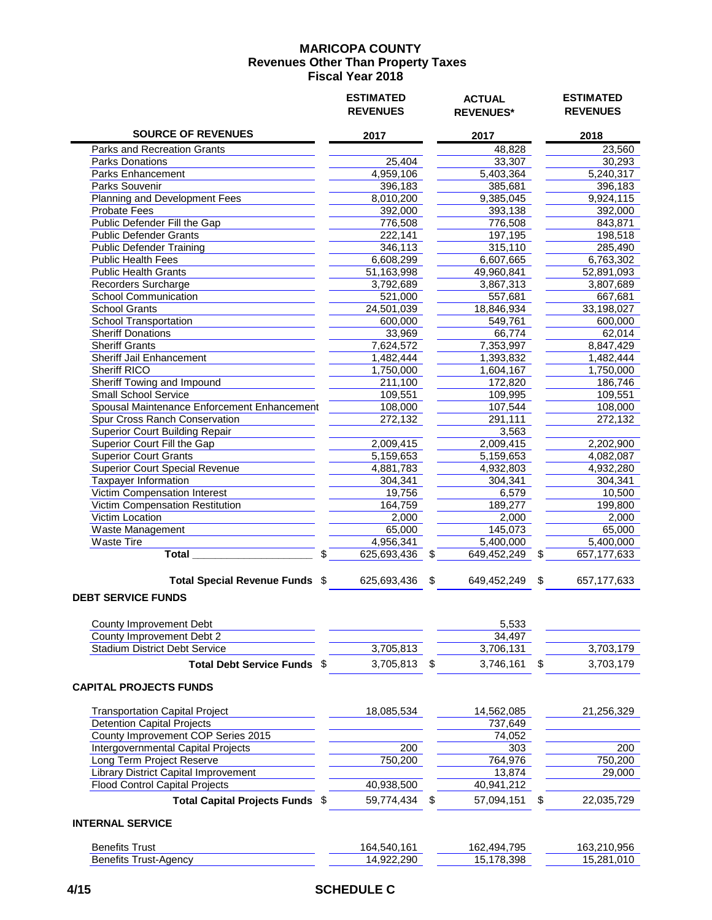# MARICOPA COUNTY
## Revenues Other Than Property Taxes
### Fiscal Year 2018

| SOURCE OF REVENUES | ESTIMATED REVENUES 2017 | ACTUAL REVENUES* 2017 | ESTIMATED REVENUES 2018 |
|---|---|---|---|
| Parks and Recreation Grants | | 48,828 | 23,560 |
| Parks Donations | 25,404 | 33,307 | 30,293 |
| Parks Enhancement | 4,959,106 | 5,403,364 | 5,240,317 |
| Parks Souvenir | 396,183 | 385,681 | 396,183 |
| Planning and Development Fees | 8,010,200 | 9,385,045 | 9,924,115 |
| Probate Fees | 392,000 | 393,138 | 392,000 |
| Public Defender Fill the Gap | 776,508 | 776,508 | 843,871 |
| Public Defender Grants | 222,141 | 197,195 | 198,518 |
| Public Defender Training | 346,113 | 315,110 | 285,490 |
| Public Health Fees | 6,608,299 | 6,607,665 | 6,763,302 |
| Public Health Grants | 51,163,998 | 49,960,841 | 52,891,093 |
| Recorders Surcharge | 3,792,689 | 3,867,313 | 3,807,689 |
| School Communication | 521,000 | 557,681 | 667,681 |
| School Grants | 24,501,039 | 18,846,934 | 33,198,027 |
| School Transportation | 600,000 | 549,761 | 600,000 |
| Sheriff Donations | 33,969 | 66,774 | 62,014 |
| Sheriff Grants | 7,624,572 | 7,353,997 | 8,847,429 |
| Sheriff Jail Enhancement | 1,482,444 | 1,393,832 | 1,482,444 |
| Sheriff RICO | 1,750,000 | 1,604,167 | 1,750,000 |
| Sheriff Towing and Impound | 211,100 | 172,820 | 186,746 |
| Small School Service | 109,551 | 109,995 | 109,551 |
| Spousal Maintenance Enforcement Enhancement | 108,000 | 107,544 | 108,000 |
| Spur Cross Ranch Conservation | 272,132 | 291,111 | 272,132 |
| Superior Court Building Repair | | 3,563 | |
| Superior Court Fill the Gap | 2,009,415 | 2,009,415 | 2,202,900 |
| Superior Court Grants | 5,159,653 | 5,159,653 | 4,082,087 |
| Superior Court Special Revenue | 4,881,783 | 4,932,803 | 4,932,280 |
| Taxpayer Information | 304,341 | 304,341 | 304,341 |
| Victim Compensation Interest | 19,756 | 6,579 | 10,500 |
| Victim Compensation Restitution | 164,759 | 189,277 | 199,800 |
| Victim Location | 2,000 | 2,000 | 2,000 |
| Waste Management | 65,000 | 145,073 | 65,000 |
| Waste Tire | 4,956,341 | 5,400,000 | 5,400,000 |
| **Total** | $ 625,693,436 | $ 649,452,249 | $ 657,177,633 |
| **Total Special Revenue Funds** | $ 625,693,436 | $ 649,452,249 | $ 657,177,633 |
| **DEBT SERVICE FUNDS** | | | |
| County Improvement Debt | | 5,533 | |
| County Improvement Debt 2 | | 34,497 | |
| Stadium District Debt Service | 3,705,813 | 3,706,131 | 3,703,179 |
| **Total Debt Service Funds** | $ 3,705,813 | $ 3,746,161 | $ 3,703,179 |
| **CAPITAL PROJECTS FUNDS** | | | |
| Transportation Capital Project | 18,085,534 | 14,562,085 | 21,256,329 |
| Detention Capital Projects | | 737,649 | |
| County Improvement COP Series 2015 | | 74,052 | |
| Intergovernmental Capital Projects | 200 | 303 | 200 |
| Long Term Project Reserve | 750,200 | 764,976 | 750,200 |
| Library District Capital Improvement | | 13,874 | 29,000 |
| Flood Control Capital Projects | 40,938,500 | 40,941,212 | |
| **Total Capital Projects Funds** | $ 59,774,434 | $ 57,094,151 | $ 22,035,729 |
| **INTERNAL SERVICE** | | | |
| Benefits Trust | 164,540,161 | 162,494,795 | 163,210,956 |
| Benefits Trust-Agency | 14,922,290 | 15,178,398 | 15,281,010 |

SCHEDULE C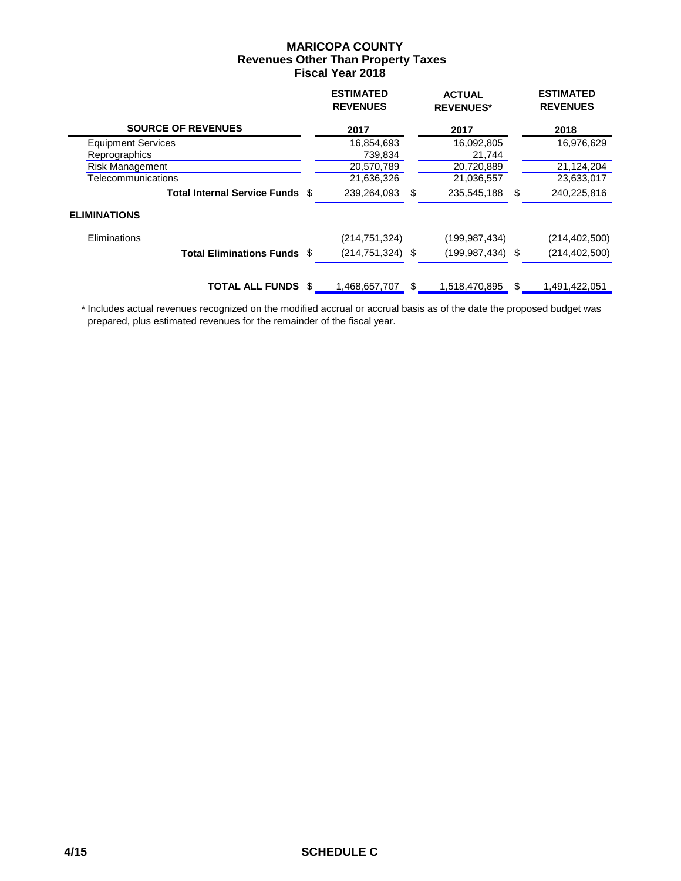# MARICOPA COUNTY
## Revenues Other Than Property Taxes
## Fiscal Year 2018

| SOURCE OF REVENUES | ESTIMATED REVENUES 2017 | ACTUAL REVENUES* 2017 | ESTIMATED REVENUES 2018 |
|---|---|---|---|
| Equipment Services | 16,854,693 | 16,092,805 | 16,976,629 |
| Reprographics | 739,834 | 21,744 | |
| Risk Management | 20,570,789 | 20,720,889 | 21,124,204 |
| Telecommunications | 21,636,326 | 21,036,557 | 23,633,017 |
| **Total Internal Service Funds** | $ 239,264,093 | $ 235,545,188 | $ 240,225,816 |
| **ELIMINATIONS** | | | |
| Eliminations | (214,751,324) | (199,987,434) | (214,402,500) |
| **Total Eliminations Funds** | $ (214,751,324) | $ (199,987,434) | $ (214,402,500) |
| **TOTAL ALL FUNDS** | $ 1,468,657,707 | $ 1,518,470,895 | $ 1,491,422,051 |

\* Includes actual revenues recognized on the modified accrual or accrual basis as of the date the proposed budget was prepared, plus estimated revenues for the remainder of the fiscal year.

4/15 SCHEDULE C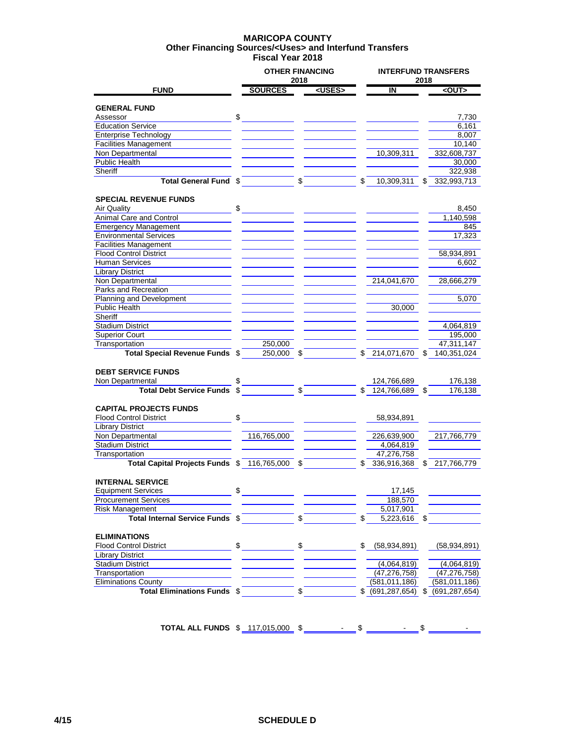# MARICOPA COUNTY
## Other Financing Sources/<Uses> and Interfund Transfers
### Fiscal Year 2018

| FUND | OTHER FINANCING 2018 SOURCES | OTHER FINANCING 2018 <USES> | INTERFUND TRANSFERS 2018 IN | INTERFUND TRANSFERS 2018 <OUT> |
|---|---|---|---|---|
| **GENERAL FUND** | | | | |
| Assessor | $ | | | 7,730 |
| Education Service | | | | 6,161 |
| Enterprise Technology | | | | 8,007 |
| Facilities Management | | | | 10,140 |
| Non Departmental | | | 10,309,311 | 332,608,737 |
| Public Health | | | | 30,000 |
| Sheriff | | | | 322,938 |
| **Total General Fund** | $ | $ | $ 10,309,311 | $ 332,993,713 |
| **SPECIAL REVENUE FUNDS** | | | | |
| Air Quality | $ | | | 8,450 |
| Animal Care and Control | | | | 1,140,598 |
| Emergency Management | | | | 845 |
| Environmental Services | | | | 17,323 |
| Facilities Management | | | | |
| Flood Control District | | | | 58,934,891 |
| Human Services | | | | 6,602 |
| Library District | | | | |
| Non Departmental | | | 214,041,670 | 28,666,279 |
| Parks and Recreation | | | | |
| Planning and Development | | | | 5,070 |
| Public Health | | | 30,000 | |
| Sheriff | | | | |
| Stadium District | | | | 4,064,819 |
| Superior Court | | | | 195,000 |
| Transportation | 250,000 | | | 47,311,147 |
| **Total Special Revenue Funds** | $ 250,000 | $ | $ 214,071,670 | $ 140,351,024 |
| **DEBT SERVICE FUNDS** | | | | |
| Non Departmental | $ | | 124,766,689 | 176,138 |
| **Total Debt Service Funds** | $ | $ | $ 124,766,689 | $ 176,138 |
| **CAPITAL PROJECTS FUNDS** | | | | |
| Flood Control District | $ | | 58,934,891 | |
| Library District | | | | |
| Non Departmental | 116,765,000 | | 226,639,900 | 217,766,779 |
| Stadium District | | | 4,064,819 | |
| Transportation | | | 47,276,758 | |
| **Total Capital Projects Funds** | $ 116,765,000 | $ | $ 336,916,368 | $ 217,766,779 |
| **INTERNAL SERVICE** | | | | |
| Equipment Services | $ | | 17,145 | |
| Procurement Services | | | 188,570 | |
| Risk Management | | | 5,017,901 | |
| **Total Internal Service Funds** | $ | $ | $ 5,223,616 | $ |
| **ELIMINATIONS** | | | | |
| Flood Control District | $ | $ | $ (58,934,891) | (58,934,891) |
| Library District | | | | |
| Stadium District | | | (4,064,819) | (4,064,819) |
| Transportation | | | (47,276,758) | (47,276,758) |
| Eliminations County | | | (581,011,186) | (581,011,186) |
| **Total Eliminations Funds** | $ | $ | $ (691,287,654) | $ (691,287,654) |
| **TOTAL ALL FUNDS** | $ 117,015,000 | $ - | $ - | $ - |

4/15 SCHEDULE D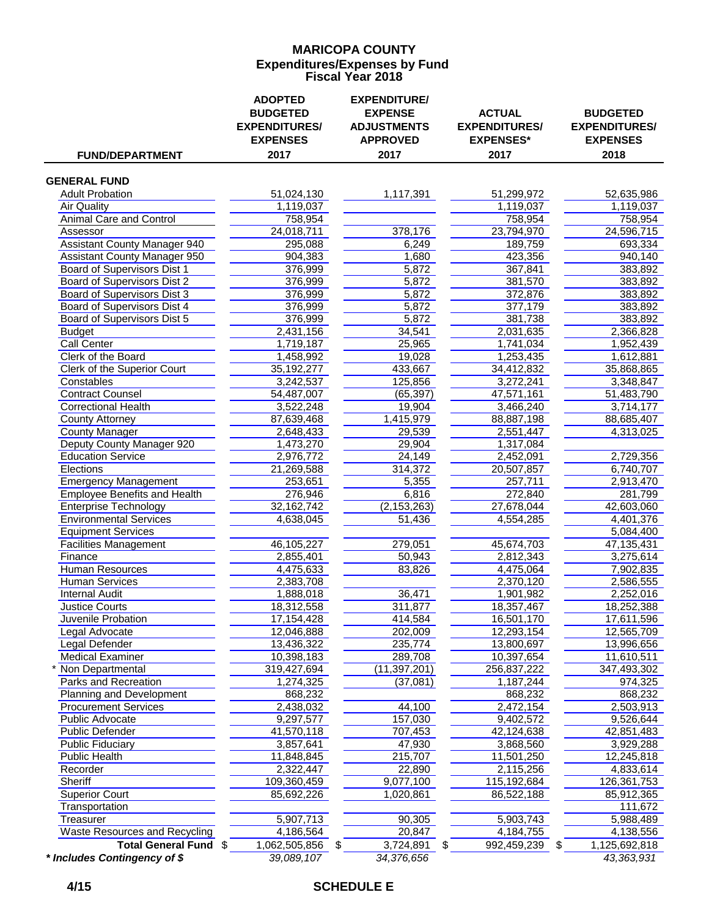# MARICOPA COUNTY
## Expenditures/Expenses by Fund
### Fiscal Year 2018

| FUND/DEPARTMENT | ADOPTED BUDGETED EXPENDITURES/ EXPENSES 2017 | EXPENDITURE/ EXPENSE ADJUSTMENTS APPROVED 2017 | ACTUAL EXPENDITURES/ EXPENSES* 2017 | BUDGETED EXPENDITURES/ EXPENSES 2018 |
|---|---|---|---|---|
| **GENERAL FUND** | | | | |
| Adult Probation | 51,024,130 | 1,117,391 | 51,299,972 | 52,635,986 |
| Air Quality | 1,119,037 | | 1,119,037 | 1,119,037 |
| Animal Care and Control | 758,954 | | 758,954 | 758,954 |
| Assessor | 24,018,711 | 378,176 | 23,794,970 | 24,596,715 |
| Assistant County Manager 940 | 295,088 | 6,249 | 189,759 | 693,334 |
| Assistant County Manager 950 | 904,383 | 1,680 | 423,356 | 940,140 |
| Board of Supervisors Dist 1 | 376,999 | 5,872 | 367,841 | 383,892 |
| Board of Supervisors Dist 2 | 376,999 | 5,872 | 381,570 | 383,892 |
| Board of Supervisors Dist 3 | 376,999 | 5,872 | 372,876 | 383,892 |
| Board of Supervisors Dist 4 | 376,999 | 5,872 | 377,179 | 383,892 |
| Board of Supervisors Dist 5 | 376,999 | 5,872 | 381,738 | 383,892 |
| Budget | 2,431,156 | 34,541 | 2,031,635 | 2,366,828 |
| Call Center | 1,719,187 | 25,965 | 1,741,034 | 1,952,439 |
| Clerk of the Board | 1,458,992 | 19,028 | 1,253,435 | 1,612,881 |
| Clerk of the Superior Court | 35,192,277 | 433,667 | 34,412,832 | 35,868,865 |
| Constables | 3,242,537 | 125,856 | 3,272,241 | 3,348,847 |
| Contract Counsel | 54,487,007 | (65,397) | 47,571,161 | 51,483,790 |
| Correctional Health | 3,522,248 | 19,904 | 3,466,240 | 3,714,177 |
| County Attorney | 87,639,468 | 1,415,979 | 88,887,198 | 88,685,407 |
| County Manager | 2,648,433 | 29,539 | 2,551,447 | 4,313,025 |
| Deputy County Manager 920 | 1,473,270 | 29,904 | 1,317,084 | |
| Education Service | 2,976,772 | 24,149 | 2,452,091 | 2,729,356 |
| Elections | 21,269,588 | 314,372 | 20,507,857 | 6,740,707 |
| Emergency Management | 253,651 | 5,355 | 257,711 | 2,913,470 |
| Employee Benefits and Health | 276,946 | 6,816 | 272,840 | 281,799 |
| Enterprise Technology | 32,162,742 | (2,153,263) | 27,678,044 | 42,603,060 |
| Environmental Services | 4,638,045 | 51,436 | 4,554,285 | 4,401,376 |
| Equipment Services | | | | 5,084,400 |
| Facilities Management | 46,105,227 | 279,051 | 45,674,703 | 47,135,431 |
| Finance | 2,855,401 | 50,943 | 2,812,343 | 3,275,614 |
| Human Resources | 4,475,633 | 83,826 | 4,475,064 | 7,902,835 |
| Human Services | 2,383,708 | | 2,370,120 | 2,586,555 |
| Internal Audit | 1,888,018 | 36,471 | 1,901,982 | 2,252,016 |
| Justice Courts | 18,312,558 | 311,877 | 18,357,467 | 18,252,388 |
| Juvenile Probation | 17,154,428 | 414,584 | 16,501,170 | 17,611,596 |
| Legal Advocate | 12,046,888 | 202,009 | 12,293,154 | 12,565,709 |
| Legal Defender | 13,436,322 | 235,774 | 13,800,697 | 13,996,656 |
| Medical Examiner | 10,398,183 | 289,708 | 10,397,654 | 11,610,511 |
| * Non Departmental | 319,427,694 | (11,397,201) | 256,837,222 | 347,493,302 |
| Parks and Recreation | 1,274,325 | (37,081) | 1,187,244 | 974,325 |
| Planning and Development | 868,232 | | 868,232 | 868,232 |
| Procurement Services | 2,438,032 | 44,100 | 2,472,154 | 2,503,913 |
| Public Advocate | 9,297,577 | 157,030 | 9,402,572 | 9,526,644 |
| Public Defender | 41,570,118 | 707,453 | 42,124,638 | 42,851,483 |
| Public Fiduciary | 3,857,641 | 47,930 | 3,868,560 | 3,929,288 |
| Public Health | 11,848,845 | 215,707 | 11,501,250 | 12,245,818 |
| Recorder | 2,322,447 | 22,890 | 2,115,256 | 4,833,614 |
| Sheriff | 109,360,459 | 9,077,100 | 115,192,684 | 126,361,753 |
| Superior Court | 85,692,226 | 1,020,861 | 86,522,188 | 85,912,365 |
| Transportation | | | | 111,672 |
| Treasurer | 5,907,713 | 90,305 | 5,903,743 | 5,988,489 |
| Waste Resources and Recycling | 4,186,564 | 20,847 | 4,184,755 | 4,138,556 |
| **Total General Fund** | $ 1,062,505,856 | $ 3,724,891 | $ 992,459,239 | $ 1,125,692,818 |
| ***\* Includes Contingency of $*** | *39,089,107* | *34,376,656* | | *43,363,931* |

**SCHEDULE E**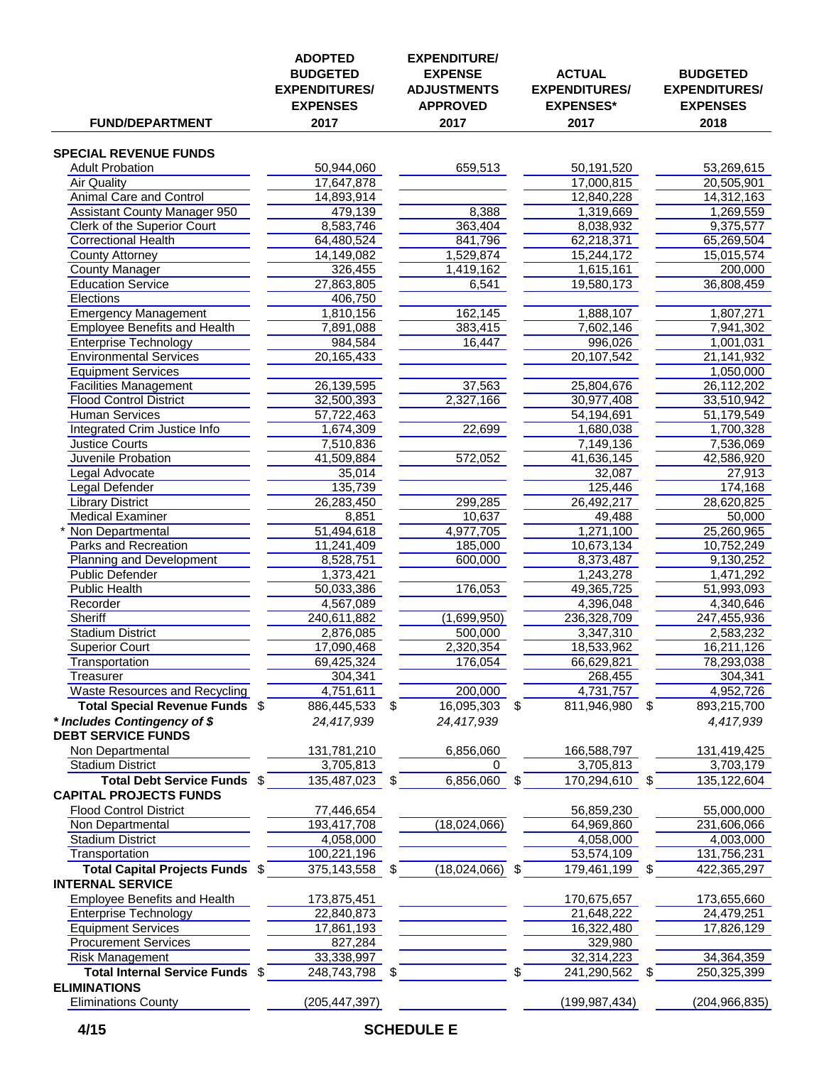| FUND/DEPARTMENT | ADOPTED BUDGETED EXPENDITURES/ EXPENSES 2017 | EXPENDITURE/ EXPENSE ADJUSTMENTS APPROVED 2017 | ACTUAL EXPENDITURES/ EXPENSES* 2017 | BUDGETED EXPENDITURES/ EXPENSES 2018 |
|---|---|---|---|---|
| **SPECIAL REVENUE FUNDS** | | | | |
| Adult Probation | 50,944,060 | 659,513 | 50,191,520 | 53,269,615 |
| Air Quality | 17,647,878 | | 17,000,815 | 20,505,901 |
| Animal Care and Control | 14,893,914 | | 12,840,228 | 14,312,163 |
| Assistant County Manager 950 | 479,139 | 8,388 | 1,319,669 | 1,269,559 |
| Clerk of the Superior Court | 8,583,746 | 363,404 | 8,038,932 | 9,375,577 |
| Correctional Health | 64,480,524 | 841,796 | 62,218,371 | 65,269,504 |
| County Attorney | 14,149,082 | 1,529,874 | 15,244,172 | 15,015,574 |
| County Manager | 326,455 | 1,419,162 | 1,615,161 | 200,000 |
| Education Service | 27,863,805 | 6,541 | 19,580,173 | 36,808,459 |
| Elections | 406,750 | | | |
| Emergency Management | 1,810,156 | 162,145 | 1,888,107 | 1,807,271 |
| Employee Benefits and Health | 7,891,088 | 383,415 | 7,602,146 | 7,941,302 |
| Enterprise Technology | 984,584 | 16,447 | 996,026 | 1,001,031 |
| Environmental Services | 20,165,433 | | 20,107,542 | 21,141,932 |
| Equipment Services | | | | 1,050,000 |
| Facilities Management | 26,139,595 | 37,563 | 25,804,676 | 26,112,202 |
| Flood Control District | 32,500,393 | 2,327,166 | 30,977,408 | 33,510,942 |
| Human Services | 57,722,463 | | 54,194,691 | 51,179,549 |
| Integrated Crim Justice Info | 1,674,309 | 22,699 | 1,680,038 | 1,700,328 |
| Justice Courts | 7,510,836 | | 7,149,136 | 7,536,069 |
| Juvenile Probation | 41,509,884 | 572,052 | 41,636,145 | 42,586,920 |
| Legal Advocate | 35,014 | | 32,087 | 27,913 |
| Legal Defender | 135,739 | | 125,446 | 174,168 |
| Library District | 26,283,450 | 299,285 | 26,492,217 | 28,620,825 |
| Medical Examiner | 8,851 | 10,637 | 49,488 | 50,000 |
| * Non Departmental | 51,494,618 | 4,977,705 | 1,271,100 | 25,260,965 |
| Parks and Recreation | 11,241,409 | 185,000 | 10,673,134 | 10,752,249 |
| Planning and Development | 8,528,751 | 600,000 | 8,373,487 | 9,130,252 |
| Public Defender | 1,373,421 | | 1,243,278 | 1,471,292 |
| Public Health | 50,033,386 | 176,053 | 49,365,725 | 51,993,093 |
| Recorder | 4,567,089 | | 4,396,048 | 4,340,646 |
| Sheriff | 240,611,882 | (1,699,950) | 236,328,709 | 247,455,936 |
| Stadium District | 2,876,085 | 500,000 | 3,347,310 | 2,583,232 |
| Superior Court | 17,090,468 | 2,320,354 | 18,533,962 | 16,211,126 |
| Transportation | 69,425,324 | 176,054 | 66,629,821 | 78,293,038 |
| Treasurer | 304,341 | | 268,455 | 304,341 |
| Waste Resources and Recycling | 4,751,611 | 200,000 | 4,731,757 | 4,952,726 |
| **Total Special Revenue Funds** | $ 886,445,533 | $ 16,095,303 | $ 811,946,980 | $ 893,215,700 |
| ***Includes Contingency of $*** | *24,417,939* | *24,417,939* | | *4,417,939* |
| **DEBT SERVICE FUNDS** | | | | |
| Non Departmental | 131,781,210 | 6,856,060 | 166,588,797 | 131,419,425 |
| Stadium District | 3,705,813 | 0 | 3,705,813 | 3,703,179 |
| **Total Debt Service Funds** | $ 135,487,023 | $ 6,856,060 | $ 170,294,610 | $ 135,122,604 |
| **CAPITAL PROJECTS FUNDS** | | | | |
| Flood Control District | 77,446,654 | | 56,859,230 | 55,000,000 |
| Non Departmental | 193,417,708 | (18,024,066) | 64,969,860 | 231,606,066 |
| Stadium District | 4,058,000 | | 4,058,000 | 4,003,000 |
| Transportation | 100,221,196 | | 53,574,109 | 131,756,231 |
| **Total Capital Projects Funds** | $ 375,143,558 | $ (18,024,066) | $ 179,461,199 | $ 422,365,297 |
| **INTERNAL SERVICE** | | | | |
| Employee Benefits and Health | 173,875,451 | | 170,675,657 | 173,655,660 |
| Enterprise Technology | 22,840,873 | | 21,648,222 | 24,479,251 |
| Equipment Services | 17,861,193 | | 16,322,480 | 17,826,129 |
| Procurement Services | 827,284 | | 329,980 | |
| Risk Management | 33,338,997 | | 32,314,223 | 34,364,359 |
| **Total Internal Service Funds** | $ 248,743,798 | $ | $ 241,290,562 | $ 250,325,399 |
| **ELIMINATIONS** | | | | |
| Eliminations County | (205,447,397) | | (199,987,434) | (204,966,835) |

4/15 SCHEDULE E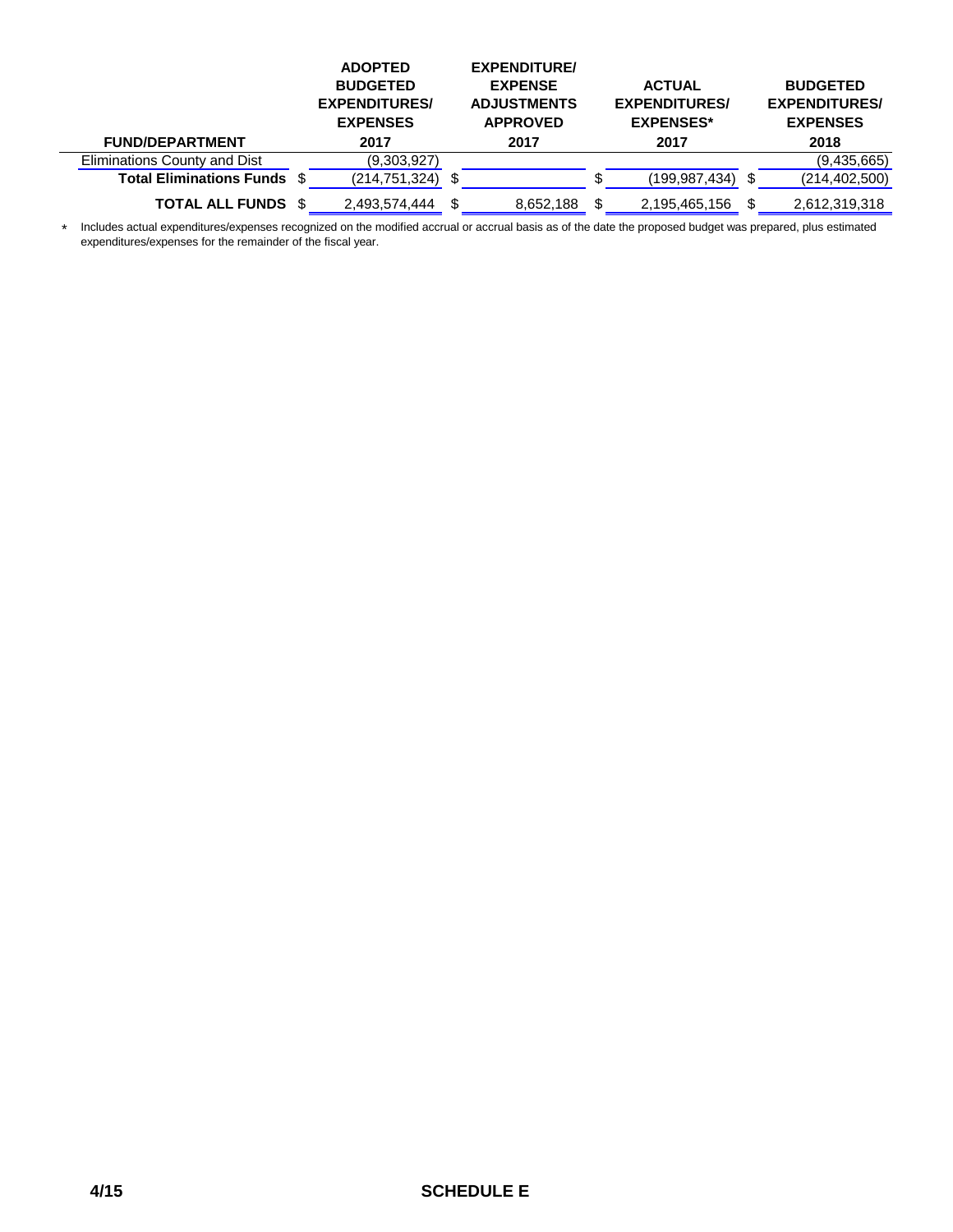| FUND/DEPARTMENT | ADOPTED BUDGETED EXPENDITURES/ EXPENSES 2017 | EXPENDITURE/ EXPENSE ADJUSTMENTS APPROVED 2017 | ACTUAL EXPENDITURES/ EXPENSES* 2017 | BUDGETED EXPENDITURES/ EXPENSES 2018 |
|---|---|---|---|---|
| Eliminations County and Dist | (9,303,927) | | | (9,435,665) |
| **Total Eliminations Funds** | $ (214,751,324) | $ | $ (199,987,434) | $ (214,402,500) |
| **TOTAL ALL FUNDS** | $ 2,493,574,444 | $ 8,652,188 | $ 2,195,465,156 | $ 2,612,319,318 |

\* Includes actual expenditures/expenses recognized on the modified accrual or accrual basis as of the date the proposed budget was prepared, plus estimated expenditures/expenses for the remainder of the fiscal year.

4/15 **SCHEDULE E**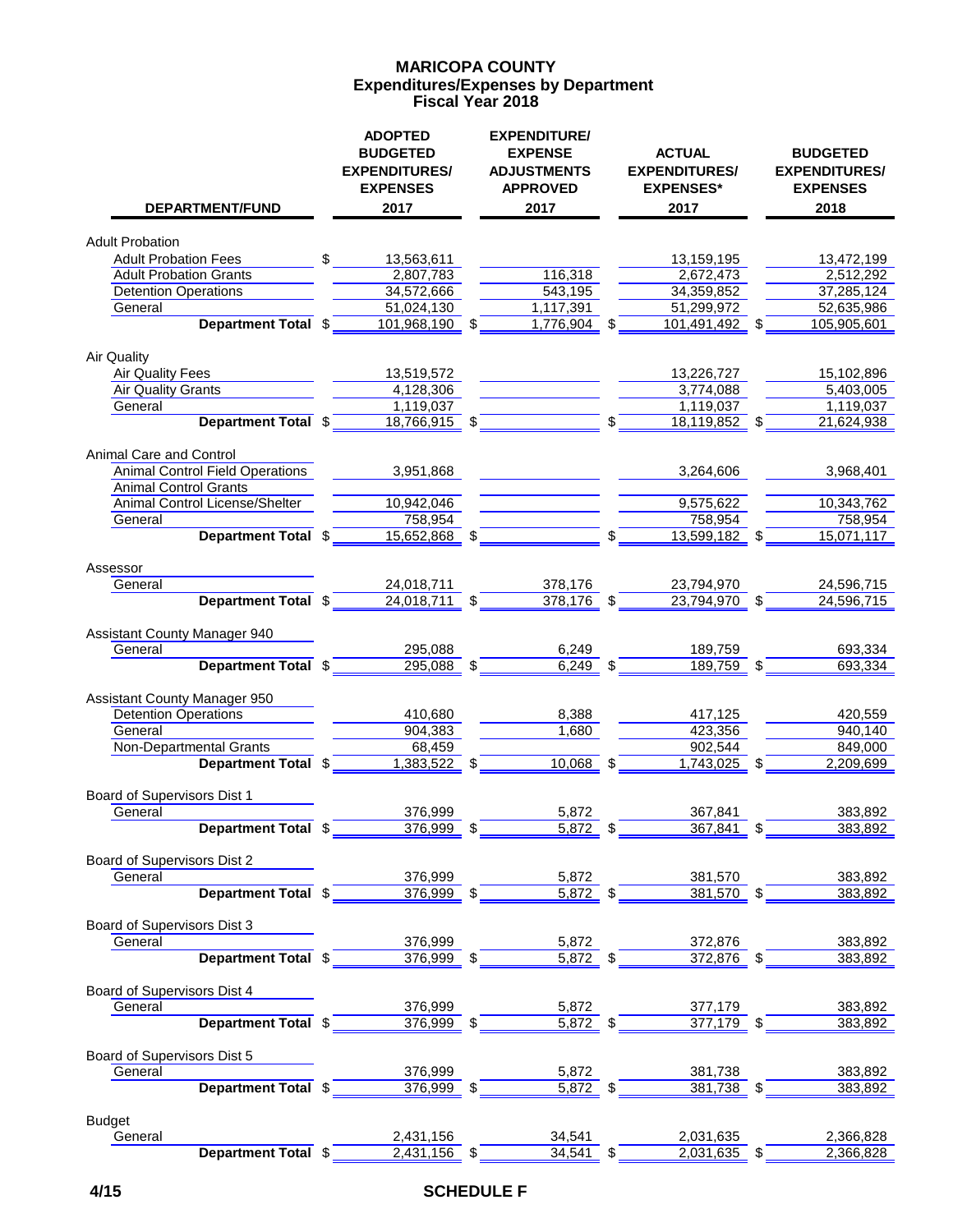# MARICOPA COUNTY
## Expenditures/Expenses by Department
## Fiscal Year 2018

| DEPARTMENT/FUND | ADOPTED BUDGETED EXPENDITURES/ EXPENSES 2017 | EXPENDITURE/ EXPENSE ADJUSTMENTS APPROVED 2017 | ACTUAL EXPENDITURES/ EXPENSES* 2017 | BUDGETED EXPENDITURES/ EXPENSES 2018 |
|---|---|---|---|---|
| **Adult Probation** | | | | |
| Adult Probation Fees | $ 13,563,611 | | 13,159,195 | 13,472,199 |
| Adult Probation Grants | 2,807,783 | 116,318 | 2,672,473 | 2,512,292 |
| Detention Operations | 34,572,666 | 543,195 | 34,359,852 | 37,285,124 |
| General | 51,024,130 | 1,117,391 | 51,299,972 | 52,635,986 |
| **Department Total** | $ 101,968,190 | $ 1,776,904 | $ 101,491,492 | $ 105,905,601 |
| **Air Quality** | | | | |
| Air Quality Fees | 13,519,572 | | 13,226,727 | 15,102,896 |
| Air Quality Grants | 4,128,306 | | 3,774,088 | 5,403,005 |
| General | 1,119,037 | | 1,119,037 | 1,119,037 |
| **Department Total** | $ 18,766,915 | $ | $ 18,119,852 | $ 21,624,938 |
| **Animal Care and Control** | | | | |
| Animal Control Field Operations | 3,951,868 | | 3,264,606 | 3,968,401 |
| Animal Control Grants | | | | |
| Animal Control License/Shelter | 10,942,046 | | 9,575,622 | 10,343,762 |
| General | 758,954 | | 758,954 | 758,954 |
| **Department Total** | $ 15,652,868 | $ | $ 13,599,182 | $ 15,071,117 |
| **Assessor** | | | | |
| General | 24,018,711 | 378,176 | 23,794,970 | 24,596,715 |
| **Department Total** | $ 24,018,711 | $ 378,176 | $ 23,794,970 | $ 24,596,715 |
| **Assistant County Manager 940** | | | | |
| General | 295,088 | 6,249 | 189,759 | 693,334 |
| **Department Total** | $ 295,088 | $ 6,249 | $ 189,759 | $ 693,334 |
| **Assistant County Manager 950** | | | | |
| Detention Operations | 410,680 | 8,388 | 417,125 | 420,559 |
| General | 904,383 | 1,680 | 423,356 | 940,140 |
| Non-Departmental Grants | 68,459 | | 902,544 | 849,000 |
| **Department Total** | $ 1,383,522 | $ 10,068 | $ 1,743,025 | $ 2,209,699 |
| **Board of Supervisors Dist 1** | | | | |
| General | 376,999 | 5,872 | 367,841 | 383,892 |
| **Department Total** | $ 376,999 | $ 5,872 | $ 367,841 | $ 383,892 |
| **Board of Supervisors Dist 2** | | | | |
| General | 376,999 | 5,872 | 381,570 | 383,892 |
| **Department Total** | $ 376,999 | $ 5,872 | $ 381,570 | $ 383,892 |
| **Board of Supervisors Dist 3** | | | | |
| General | 376,999 | 5,872 | 372,876 | 383,892 |
| **Department Total** | $ 376,999 | $ 5,872 | $ 372,876 | $ 383,892 |
| **Board of Supervisors Dist 4** | | | | |
| General | 376,999 | 5,872 | 377,179 | 383,892 |
| **Department Total** | $ 376,999 | $ 5,872 | $ 377,179 | $ 383,892 |
| **Board of Supervisors Dist 5** | | | | |
| General | 376,999 | 5,872 | 381,738 | 383,892 |
| **Department Total** | $ 376,999 | $ 5,872 | $ 381,738 | $ 383,892 |
| **Budget** | | | | |
| General | 2,431,156 | 34,541 | 2,031,635 | 2,366,828 |
| **Department Total** | $ 2,431,156 | $ 34,541 | $ 2,031,635 | $ 2,366,828 |

4/15 SCHEDULE F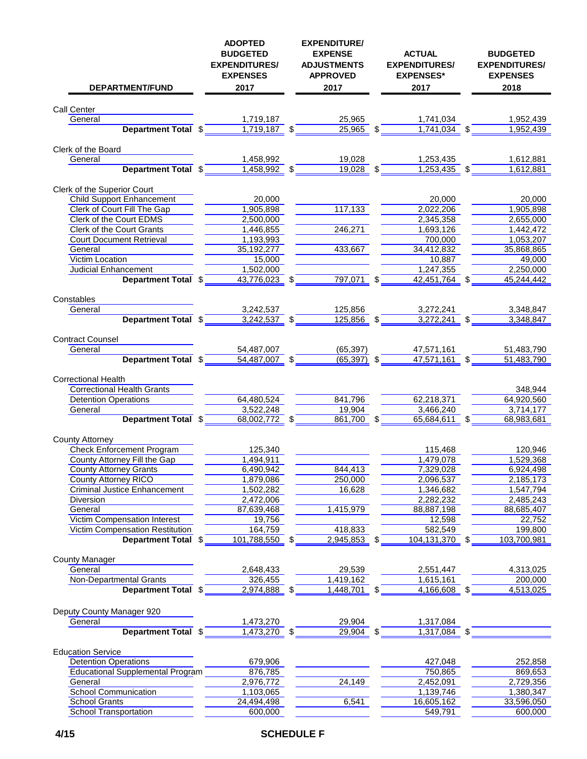| DEPARTMENT/FUND | ADOPTED BUDGETED EXPENDITURES/ EXPENSES 2017 | EXPENDITURE/ EXPENSE ADJUSTMENTS APPROVED 2017 | ACTUAL EXPENDITURES/ EXPENSES* 2017 | BUDGETED EXPENDITURES/ EXPENSES 2018 |
|---|---|---|---|---|
| **Call Center** | | | | |
| General | 1,719,187 | 25,965 | 1,741,034 | 1,952,439 |
| **Department Total** | $ 1,719,187 | $ 25,965 | $ 1,741,034 | $ 1,952,439 |
| **Clerk of the Board** | | | | |
| General | 1,458,992 | 19,028 | 1,253,435 | 1,612,881 |
| **Department Total** | $ 1,458,992 | $ 19,028 | $ 1,253,435 | $ 1,612,881 |
| **Clerk of the Superior Court** | | | | |
| Child Support Enhancement | 20,000 | | 20,000 | 20,000 |
| Clerk of Court Fill The Gap | 1,905,898 | 117,133 | 2,022,206 | 1,905,898 |
| Clerk of the Court EDMS | 2,500,000 | | 2,345,358 | 2,655,000 |
| Clerk of the Court Grants | 1,446,855 | 246,271 | 1,693,126 | 1,442,472 |
| Court Document Retrieval | 1,193,993 | | 700,000 | 1,053,207 |
| General | 35,192,277 | 433,667 | 34,412,832 | 35,868,865 |
| Victim Location | 15,000 | | 10,887 | 49,000 |
| Judicial Enhancement | 1,502,000 | | 1,247,355 | 2,250,000 |
| **Department Total** | $ 43,776,023 | $ 797,071 | $ 42,451,764 | $ 45,244,442 |
| **Constables** | | | | |
| General | 3,242,537 | 125,856 | 3,272,241 | 3,348,847 |
| **Department Total** | $ 3,242,537 | $ 125,856 | $ 3,272,241 | $ 3,348,847 |
| **Contract Counsel** | | | | |
| General | 54,487,007 | (65,397) | 47,571,161 | 51,483,790 |
| **Department Total** | $ 54,487,007 | $ (65,397) | $ 47,571,161 | $ 51,483,790 |
| **Correctional Health** | | | | |
| Correctional Health Grants | | | | 348,944 |
| Detention Operations | 64,480,524 | 841,796 | 62,218,371 | 64,920,560 |
| General | 3,522,248 | 19,904 | 3,466,240 | 3,714,177 |
| **Department Total** | $ 68,002,772 | $ 861,700 | $ 65,684,611 | $ 68,983,681 |
| **County Attorney** | | | | |
| Check Enforcement Program | 125,340 | | 115,468 | 120,946 |
| County Attorney Fill the Gap | 1,494,911 | | 1,479,078 | 1,529,368 |
| County Attorney Grants | 6,490,942 | 844,413 | 7,329,028 | 6,924,498 |
| County Attorney RICO | 1,879,086 | 250,000 | 2,096,537 | 2,185,173 |
| Criminal Justice Enhancement | 1,502,282 | 16,628 | 1,346,682 | 1,547,794 |
| Diversion | 2,472,006 | | 2,282,232 | 2,485,243 |
| General | 87,639,468 | 1,415,979 | 88,887,198 | 88,685,407 |
| Victim Compensation Interest | 19,756 | | 12,598 | 22,752 |
| Victim Compensation Restitution | 164,759 | 418,833 | 582,549 | 199,800 |
| **Department Total** | $ 101,788,550 | $ 2,945,853 | $ 104,131,370 | $ 103,700,981 |
| **County Manager** | | | | |
| General | 2,648,433 | 29,539 | 2,551,447 | 4,313,025 |
| Non-Departmental Grants | 326,455 | 1,419,162 | 1,615,161 | 200,000 |
| **Department Total** | $ 2,974,888 | $ 1,448,701 | $ 4,166,608 | $ 4,513,025 |
| **Deputy County Manager 920** | | | | |
| General | 1,473,270 | 29,904 | 1,317,084 | |
| **Department Total** | $ 1,473,270 | $ 29,904 | $ 1,317,084 | $ |
| **Education Service** | | | | |
| Detention Operations | 679,906 | | 427,048 | 252,858 |
| Educational Supplemental Program | 876,785 | | 750,865 | 869,653 |
| General | 2,976,772 | 24,149 | 2,452,091 | 2,729,356 |
| School Communication | 1,103,065 | | 1,139,746 | 1,380,347 |
| School Grants | 24,494,498 | 6,541 | 16,605,162 | 33,596,050 |
| School Transportation | 600,000 | | 549,791 | 600,000 |

4/15

SCHEDULE F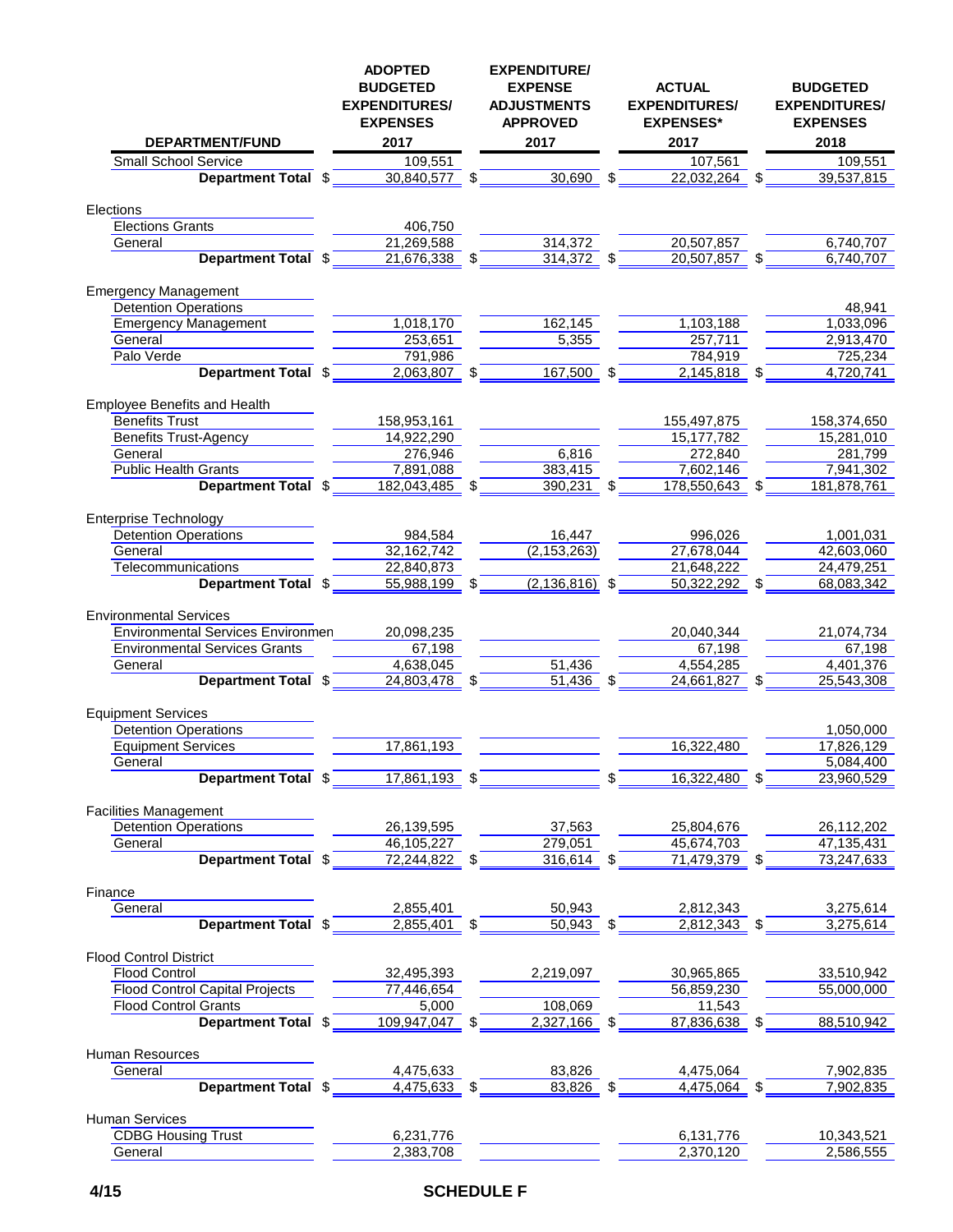| DEPARTMENT/FUND | ADOPTED BUDGETED EXPENDITURES/ EXPENSES 2017 | EXPENDITURE/ EXPENSE ADJUSTMENTS APPROVED 2017 | ACTUAL EXPENDITURES/ EXPENSES* 2017 | BUDGETED EXPENDITURES/ EXPENSES 2018 |
|---|---|---|---|---|
| Small School Service | 109,551 | | 107,561 | 109,551 |
| **Department Total** | $ 30,840,577 | $ 30,690 | $ 22,032,264 | $ 39,537,815 |
| Elections | | | | |
| Elections Grants | 406,750 | | | |
| General | 21,269,588 | 314,372 | 20,507,857 | 6,740,707 |
| **Department Total** | $ 21,676,338 | $ 314,372 | $ 20,507,857 | $ 6,740,707 |
| Emergency Management | | | | |
| Detention Operations | | | | 48,941 |
| Emergency Management | 1,018,170 | 162,145 | 1,103,188 | 1,033,096 |
| General | 253,651 | 5,355 | 257,711 | 2,913,470 |
| Palo Verde | 791,986 | | 784,919 | 725,234 |
| **Department Total** | $ 2,063,807 | $ 167,500 | $ 2,145,818 | $ 4,720,741 |
| Employee Benefits and Health | | | | |
| Benefits Trust | 158,953,161 | | 155,497,875 | 158,374,650 |
| Benefits Trust-Agency | 14,922,290 | | 15,177,782 | 15,281,010 |
| General | 276,946 | 6,816 | 272,840 | 281,799 |
| Public Health Grants | 7,891,088 | 383,415 | 7,602,146 | 7,941,302 |
| **Department Total** | $ 182,043,485 | $ 390,231 | $ 178,550,643 | $ 181,878,761 |
| Enterprise Technology | | | | |
| Detention Operations | 984,584 | 16,447 | 996,026 | 1,001,031 |
| General | 32,162,742 | (2,153,263) | 27,678,044 | 42,603,060 |
| Telecommunications | 22,840,873 | | 21,648,222 | 24,479,251 |
| **Department Total** | $ 55,988,199 | $ (2,136,816) | $ 50,322,292 | $ 68,083,342 |
| Environmental Services | | | | |
| Environmental Services Environmen | 20,098,235 | | 20,040,344 | 21,074,734 |
| Environmental Services Grants | 67,198 | | 67,198 | 67,198 |
| General | 4,638,045 | 51,436 | 4,554,285 | 4,401,376 |
| **Department Total** | $ 24,803,478 | $ 51,436 | $ 24,661,827 | $ 25,543,308 |
| Equipment Services | | | | |
| Detention Operations | | | | 1,050,000 |
| Equipment Services | 17,861,193 | | 16,322,480 | 17,826,129 |
| General | | | | 5,084,400 |
| **Department Total** | $ 17,861,193 | $ | $ 16,322,480 | $ 23,960,529 |
| Facilities Management | | | | |
| Detention Operations | 26,139,595 | 37,563 | 25,804,676 | 26,112,202 |
| General | 46,105,227 | 279,051 | 45,674,703 | 47,135,431 |
| **Department Total** | $ 72,244,822 | $ 316,614 | $ 71,479,379 | $ 73,247,633 |
| Finance | | | | |
| General | 2,855,401 | 50,943 | 2,812,343 | 3,275,614 |
| **Department Total** | $ 2,855,401 | $ 50,943 | $ 2,812,343 | $ 3,275,614 |
| Flood Control District | | | | |
| Flood Control | 32,495,393 | 2,219,097 | 30,965,865 | 33,510,942 |
| Flood Control Capital Projects | 77,446,654 | | 56,859,230 | 55,000,000 |
| Flood Control Grants | 5,000 | 108,069 | 11,543 | |
| **Department Total** | $ 109,947,047 | $ 2,327,166 | $ 87,836,638 | $ 88,510,942 |
| Human Resources | | | | |
| General | 4,475,633 | 83,826 | 4,475,064 | 7,902,835 |
| **Department Total** | $ 4,475,633 | $ 83,826 | $ 4,475,064 | $ 7,902,835 |
| Human Services | | | | |
| CDBG Housing Trust | 6,231,776 | | 6,131,776 | 10,343,521 |
| General | 2,383,708 | | 2,370,120 | 2,586,555 |

4/15 SCHEDULE F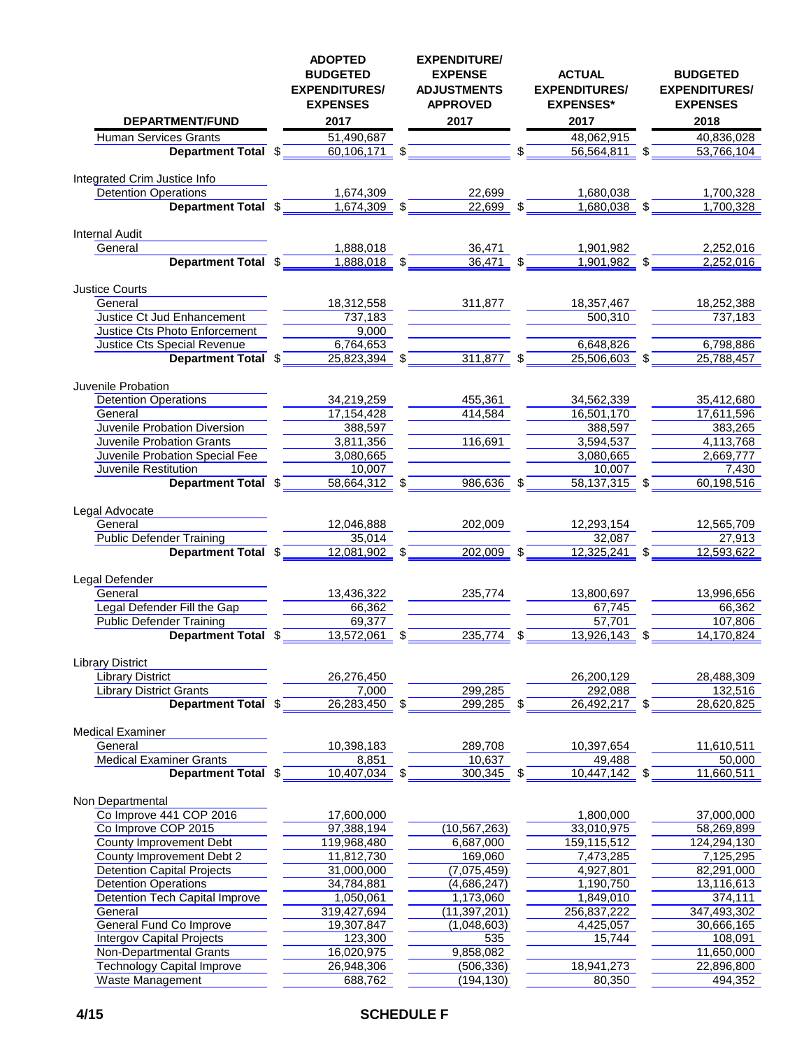| DEPARTMENT/FUND | ADOPTED BUDGETED EXPENDITURES/ EXPENSES 2017 | EXPENDITURE/ EXPENSE ADJUSTMENTS APPROVED 2017 | ACTUAL EXPENDITURES/ EXPENSES* 2017 | BUDGETED EXPENDITURES/ EXPENSES 2018 |
|---|---|---|---|---|
| Human Services Grants | 51,490,687 | | 48,062,915 | 40,836,028 |
| **Department Total** | $ 60,106,171 | $ | $ 56,564,811 | $ 53,766,104 |
| Integrated Crim Justice Info | | | | |
| Detention Operations | 1,674,309 | 22,699 | 1,680,038 | 1,700,328 |
| **Department Total** | $ 1,674,309 | $ 22,699 | $ 1,680,038 | $ 1,700,328 |
| Internal Audit | | | | |
| General | 1,888,018 | 36,471 | 1,901,982 | 2,252,016 |
| **Department Total** | $ 1,888,018 | $ 36,471 | $ 1,901,982 | $ 2,252,016 |
| Justice Courts | | | | |
| General | 18,312,558 | 311,877 | 18,357,467 | 18,252,388 |
| Justice Ct Jud Enhancement | 737,183 | | 500,310 | 737,183 |
| Justice Cts Photo Enforcement | 9,000 | | | |
| Justice Cts Special Revenue | 6,764,653 | | 6,648,826 | 6,798,886 |
| **Department Total** | $ 25,823,394 | $ 311,877 | $ 25,506,603 | $ 25,788,457 |
| Juvenile Probation | | | | |
| Detention Operations | 34,219,259 | 455,361 | 34,562,339 | 35,412,680 |
| General | 17,154,428 | 414,584 | 16,501,170 | 17,611,596 |
| Juvenile Probation Diversion | 388,597 | | 388,597 | 383,265 |
| Juvenile Probation Grants | 3,811,356 | 116,691 | 3,594,537 | 4,113,768 |
| Juvenile Probation Special Fee | 3,080,665 | | 3,080,665 | 2,669,777 |
| Juvenile Restitution | 10,007 | | 10,007 | 7,430 |
| **Department Total** | $ 58,664,312 | $ 986,636 | $ 58,137,315 | $ 60,198,516 |
| Legal Advocate | | | | |
| General | 12,046,888 | 202,009 | 12,293,154 | 12,565,709 |
| Public Defender Training | 35,014 | | 32,087 | 27,913 |
| **Department Total** | $ 12,081,902 | $ 202,009 | $ 12,325,241 | $ 12,593,622 |
| Legal Defender | | | | |
| General | 13,436,322 | 235,774 | 13,800,697 | 13,996,656 |
| Legal Defender Fill the Gap | 66,362 | | 67,745 | 66,362 |
| Public Defender Training | 69,377 | | 57,701 | 107,806 |
| **Department Total** | $ 13,572,061 | $ 235,774 | $ 13,926,143 | $ 14,170,824 |
| Library District | | | | |
| Library District | 26,276,450 | | 26,200,129 | 28,488,309 |
| Library District Grants | 7,000 | 299,285 | 292,088 | 132,516 |
| **Department Total** | $ 26,283,450 | $ 299,285 | $ 26,492,217 | $ 28,620,825 |
| Medical Examiner | | | | |
| General | 10,398,183 | 289,708 | 10,397,654 | 11,610,511 |
| Medical Examiner Grants | 8,851 | 10,637 | 49,488 | 50,000 |
| **Department Total** | $ 10,407,034 | $ 300,345 | $ 10,447,142 | $ 11,660,511 |
| Non Departmental | | | | |
| Co Improve 441 COP 2016 | 17,600,000 | | 1,800,000 | 37,000,000 |
| Co Improve COP 2015 | 97,388,194 | (10,567,263) | 33,010,975 | 58,269,899 |
| County Improvement Debt | 119,968,480 | 6,687,000 | 159,115,512 | 124,294,130 |
| County Improvement Debt 2 | 11,812,730 | 169,060 | 7,473,285 | 7,125,295 |
| Detention Capital Projects | 31,000,000 | (7,075,459) | 4,927,801 | 82,291,000 |
| Detention Operations | 34,784,881 | (4,686,247) | 1,190,750 | 13,116,613 |
| Detention Tech Capital Improve | 1,050,061 | 1,173,060 | 1,849,010 | 374,111 |
| General | 319,427,694 | (11,397,201) | 256,837,222 | 347,493,302 |
| General Fund Co Improve | 19,307,847 | (1,048,603) | 4,425,057 | 30,666,165 |
| Intergov Capital Projects | 123,300 | 535 | 15,744 | 108,091 |
| Non-Departmental Grants | 16,020,975 | 9,858,082 | | 11,650,000 |
| Technology Capital Improve | 26,948,306 | (506,336) | 18,941,273 | 22,896,800 |
| Waste Management | 688,762 | (194,130) | 80,350 | 494,352 |

SCHEDULE F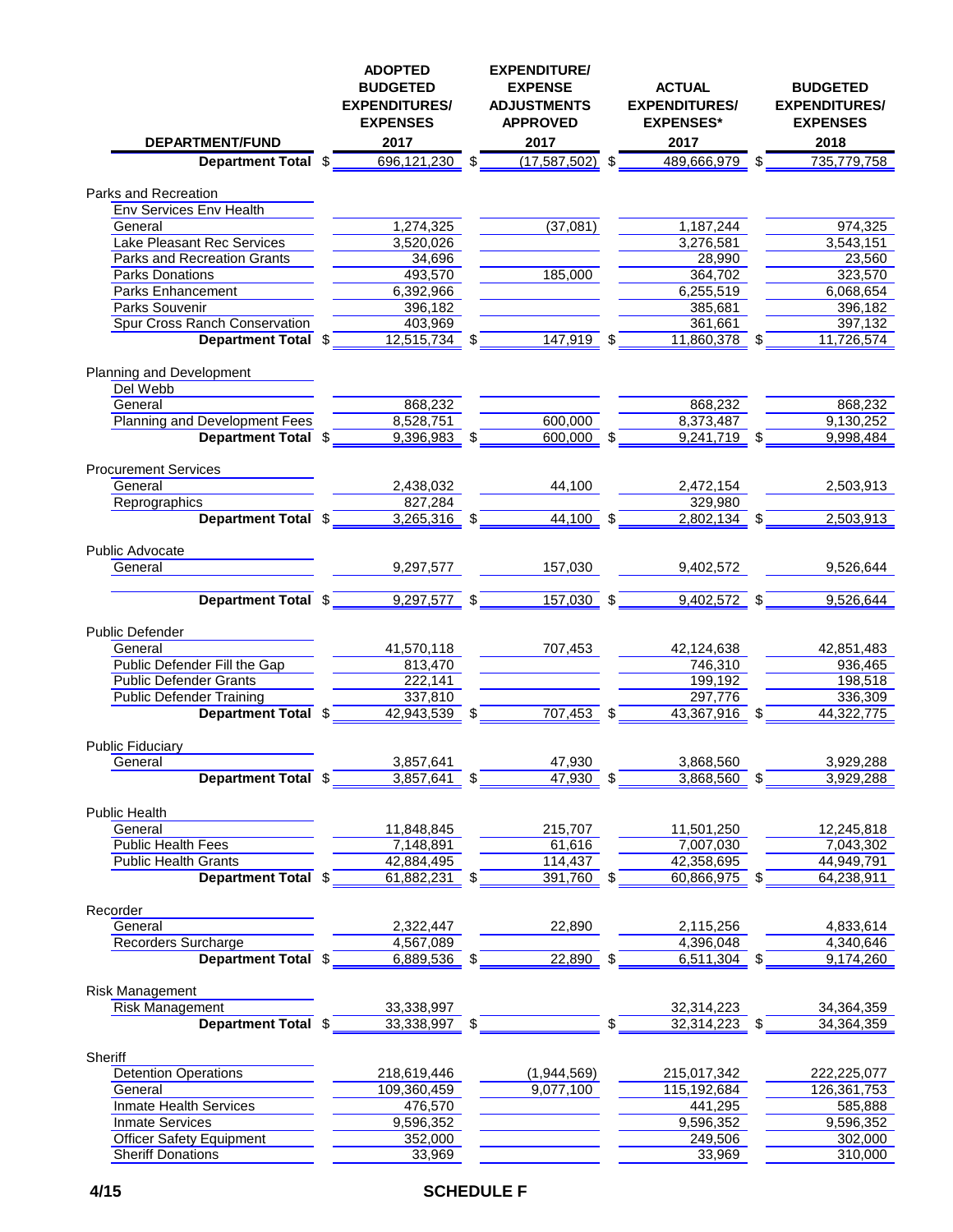| DEPARTMENT/FUND | ADOPTED BUDGETED EXPENDITURES/ EXPENSES 2017 | EXPENDITURE/ EXPENSE ADJUSTMENTS APPROVED 2017 | ACTUAL EXPENDITURES/ EXPENSES* 2017 | BUDGETED EXPENDITURES/ EXPENSES 2018 |
|---|---|---|---|---|
| **Department Total** | $ 696,121,230 | $ (17,587,502) | $ 489,666,979 | $ 735,779,758 |
| Parks and Recreation | | | | |
| Env Services Env Health | | | | |
| General | 1,274,325 | (37,081) | 1,187,244 | 974,325 |
| Lake Pleasant Rec Services | 3,520,026 | | 3,276,581 | 3,543,151 |
| Parks and Recreation Grants | 34,696 | | 28,990 | 23,560 |
| Parks Donations | 493,570 | 185,000 | 364,702 | 323,570 |
| Parks Enhancement | 6,392,966 | | 6,255,519 | 6,068,654 |
| Parks Souvenir | 396,182 | | 385,681 | 396,182 |
| Spur Cross Ranch Conservation | 403,969 | | 361,661 | 397,132 |
| **Department Total** | $ 12,515,734 | $ 147,919 | $ 11,860,378 | $ 11,726,574 |
| Planning and Development | | | | |
| Del Webb | | | | |
| General | 868,232 | | 868,232 | 868,232 |
| Planning and Development Fees | 8,528,751 | 600,000 | 8,373,487 | 9,130,252 |
| **Department Total** | $ 9,396,983 | $ 600,000 | $ 9,241,719 | $ 9,998,484 |
| Procurement Services | | | | |
| General | 2,438,032 | 44,100 | 2,472,154 | 2,503,913 |
| Reprographics | 827,284 | | 329,980 | |
| **Department Total** | $ 3,265,316 | $ 44,100 | $ 2,802,134 | $ 2,503,913 |
| Public Advocate | | | | |
| General | 9,297,577 | 157,030 | 9,402,572 | 9,526,644 |
| **Department Total** | $ 9,297,577 | $ 157,030 | $ 9,402,572 | $ 9,526,644 |
| Public Defender | | | | |
| General | 41,570,118 | 707,453 | 42,124,638 | 42,851,483 |
| Public Defender Fill the Gap | 813,470 | | 746,310 | 936,465 |
| Public Defender Grants | 222,141 | | 199,192 | 198,518 |
| Public Defender Training | 337,810 | | 297,776 | 336,309 |
| **Department Total** | $ 42,943,539 | $ 707,453 | $ 43,367,916 | $ 44,322,775 |
| Public Fiduciary | | | | |
| General | 3,857,641 | 47,930 | 3,868,560 | 3,929,288 |
| **Department Total** | $ 3,857,641 | $ 47,930 | $ 3,868,560 | $ 3,929,288 |
| Public Health | | | | |
| General | 11,848,845 | 215,707 | 11,501,250 | 12,245,818 |
| Public Health Fees | 7,148,891 | 61,616 | 7,007,030 | 7,043,302 |
| Public Health Grants | 42,884,495 | 114,437 | 42,358,695 | 44,949,791 |
| **Department Total** | $ 61,882,231 | $ 391,760 | $ 60,866,975 | $ 64,238,911 |
| Recorder | | | | |
| General | 2,322,447 | 22,890 | 2,115,256 | 4,833,614 |
| Recorders Surcharge | 4,567,089 | | 4,396,048 | 4,340,646 |
| **Department Total** | $ 6,889,536 | $ 22,890 | $ 6,511,304 | $ 9,174,260 |
| Risk Management | | | | |
| Risk Management | 33,338,997 | | 32,314,223 | 34,364,359 |
| **Department Total** | $ 33,338,997 | $ | $ 32,314,223 | $ 34,364,359 |
| Sheriff | | | | |
| Detention Operations | 218,619,446 | (1,944,569) | 215,017,342 | 222,225,077 |
| General | 109,360,459 | 9,077,100 | 115,192,684 | 126,361,753 |
| Inmate Health Services | 476,570 | | 441,295 | 585,888 |
| Inmate Services | 9,596,352 | | 9,596,352 | 9,596,352 |
| Officer Safety Equipment | 352,000 | | 249,506 | 302,000 |
| Sheriff Donations | 33,969 | | 33,969 | 310,000 |

**SCHEDULE F**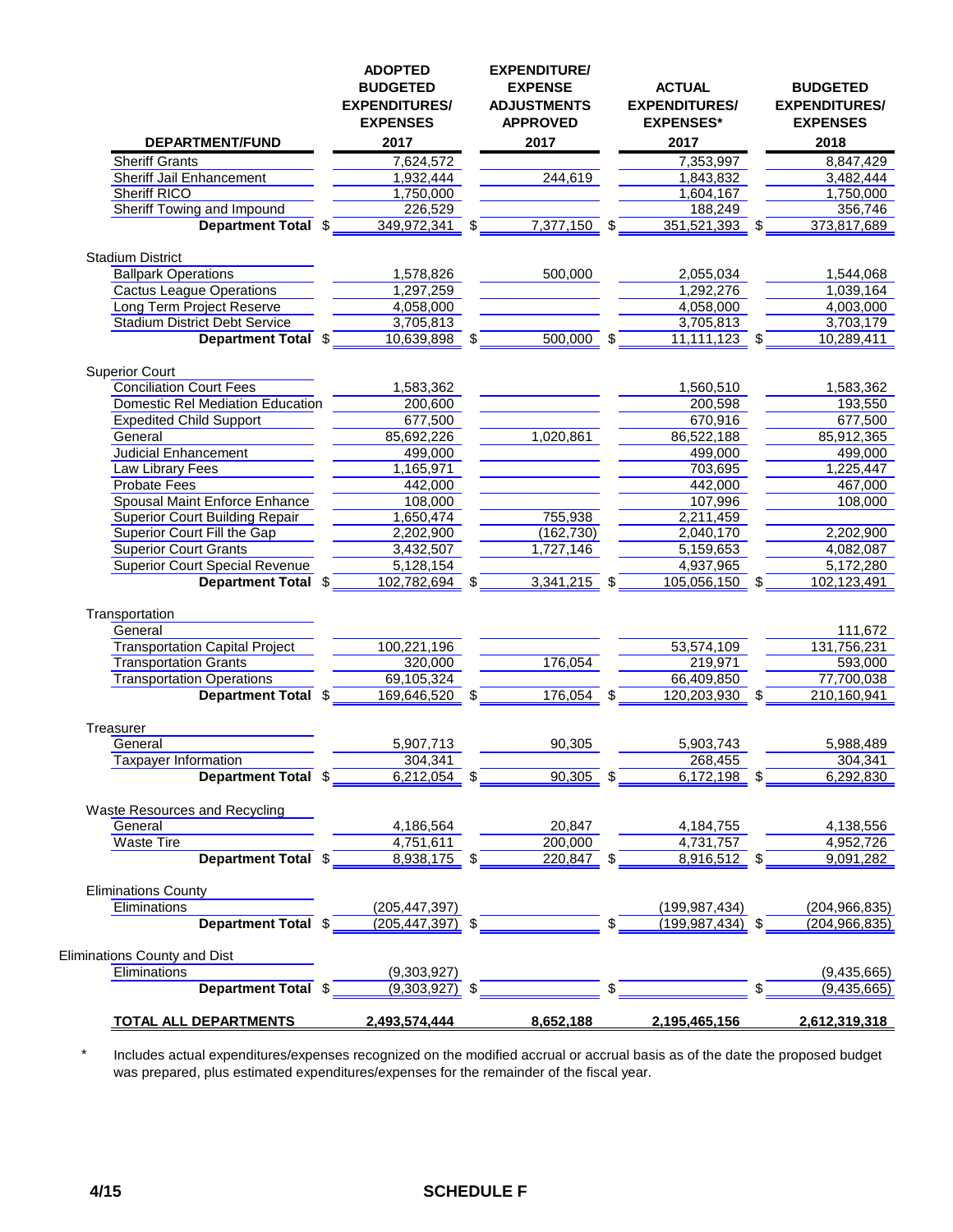| DEPARTMENT/FUND | ADOPTED BUDGETED EXPENDITURES/ EXPENSES 2017 | EXPENDITURE/ EXPENSE ADJUSTMENTS APPROVED 2017 | ACTUAL EXPENDITURES/ EXPENSES* 2017 | BUDGETED EXPENDITURES/ EXPENSES 2018 |
|---|---|---|---|---|
| Sheriff Grants | 7,624,572 | | 7,353,997 | 8,847,429 |
| Sheriff Jail Enhancement | 1,932,444 | 244,619 | 1,843,832 | 3,482,444 |
| Sheriff RICO | 1,750,000 | | 1,604,167 | 1,750,000 |
| Sheriff Towing and Impound | 226,529 | | 188,249 | 356,746 |
| **Department Total** | $ 349,972,341 | $ 7,377,150 | $ 351,521,393 | $ 373,817,689 |
| Stadium District | | | | |
| Ballpark Operations | 1,578,826 | 500,000 | 2,055,034 | 1,544,068 |
| Cactus League Operations | 1,297,259 | | 1,292,276 | 1,039,164 |
| Long Term Project Reserve | 4,058,000 | | 4,058,000 | 4,003,000 |
| Stadium District Debt Service | 3,705,813 | | 3,705,813 | 3,703,179 |
| **Department Total** | $ 10,639,898 | $ 500,000 | $ 11,111,123 | $ 10,289,411 |
| Superior Court | | | | |
| Conciliation Court Fees | 1,583,362 | | 1,560,510 | 1,583,362 |
| Domestic Rel Mediation Education | 200,600 | | 200,598 | 193,550 |
| Expedited Child Support | 677,500 | | 670,916 | 677,500 |
| General | 85,692,226 | 1,020,861 | 86,522,188 | 85,912,365 |
| Judicial Enhancement | 499,000 | | 499,000 | 499,000 |
| Law Library Fees | 1,165,971 | | 703,695 | 1,225,447 |
| Probate Fees | 442,000 | | 442,000 | 467,000 |
| Spousal Maint Enforce Enhance | 108,000 | | 107,996 | 108,000 |
| Superior Court Building Repair | 1,650,474 | 755,938 | 2,211,459 | |
| Superior Court Fill the Gap | 2,202,900 | (162,730) | 2,040,170 | 2,202,900 |
| Superior Court Grants | 3,432,507 | 1,727,146 | 5,159,653 | 4,082,087 |
| Superior Court Special Revenue | 5,128,154 | | 4,937,965 | 5,172,280 |
| **Department Total** | $ 102,782,694 | $ 3,341,215 | $ 105,056,150 | $ 102,123,491 |
| Transportation | | | | |
| General | | | | 111,672 |
| Transportation Capital Project | 100,221,196 | | 53,574,109 | 131,756,231 |
| Transportation Grants | 320,000 | 176,054 | 219,971 | 593,000 |
| Transportation Operations | 69,105,324 | | 66,409,850 | 77,700,038 |
| **Department Total** | $ 169,646,520 | $ 176,054 | $ 120,203,930 | $ 210,160,941 |
| Treasurer | | | | |
| General | 5,907,713 | 90,305 | 5,903,743 | 5,988,489 |
| Taxpayer Information | 304,341 | | 268,455 | 304,341 |
| **Department Total** | $ 6,212,054 | $ 90,305 | $ 6,172,198 | $ 6,292,830 |
| Waste Resources and Recycling | | | | |
| General | 4,186,564 | 20,847 | 4,184,755 | 4,138,556 |
| Waste Tire | 4,751,611 | 200,000 | 4,731,757 | 4,952,726 |
| **Department Total** | $ 8,938,175 | $ 220,847 | $ 8,916,512 | $ 9,091,282 |
| Eliminations County | | | | |
| Eliminations | (205,447,397) | | (199,987,434) | (204,966,835) |
| **Department Total** | $ (205,447,397) | $ | $ (199,987,434) | $ (204,966,835) |
| Eliminations County and Dist | | | | |
| Eliminations | (9,303,927) | | | (9,435,665) |
| **Department Total** | $ (9,303,927) | $ | $ | $ (9,435,665) |
| **TOTAL ALL DEPARTMENTS** | **2,493,574,444** | **8,652,188** | **2,195,465,156** | **2,612,319,318** |

\* Includes actual expenditures/expenses recognized on the modified accrual or accrual basis as of the date the proposed budget was prepared, plus estimated expenditures/expenses for the remainder of the fiscal year.

4/15

**SCHEDULE F**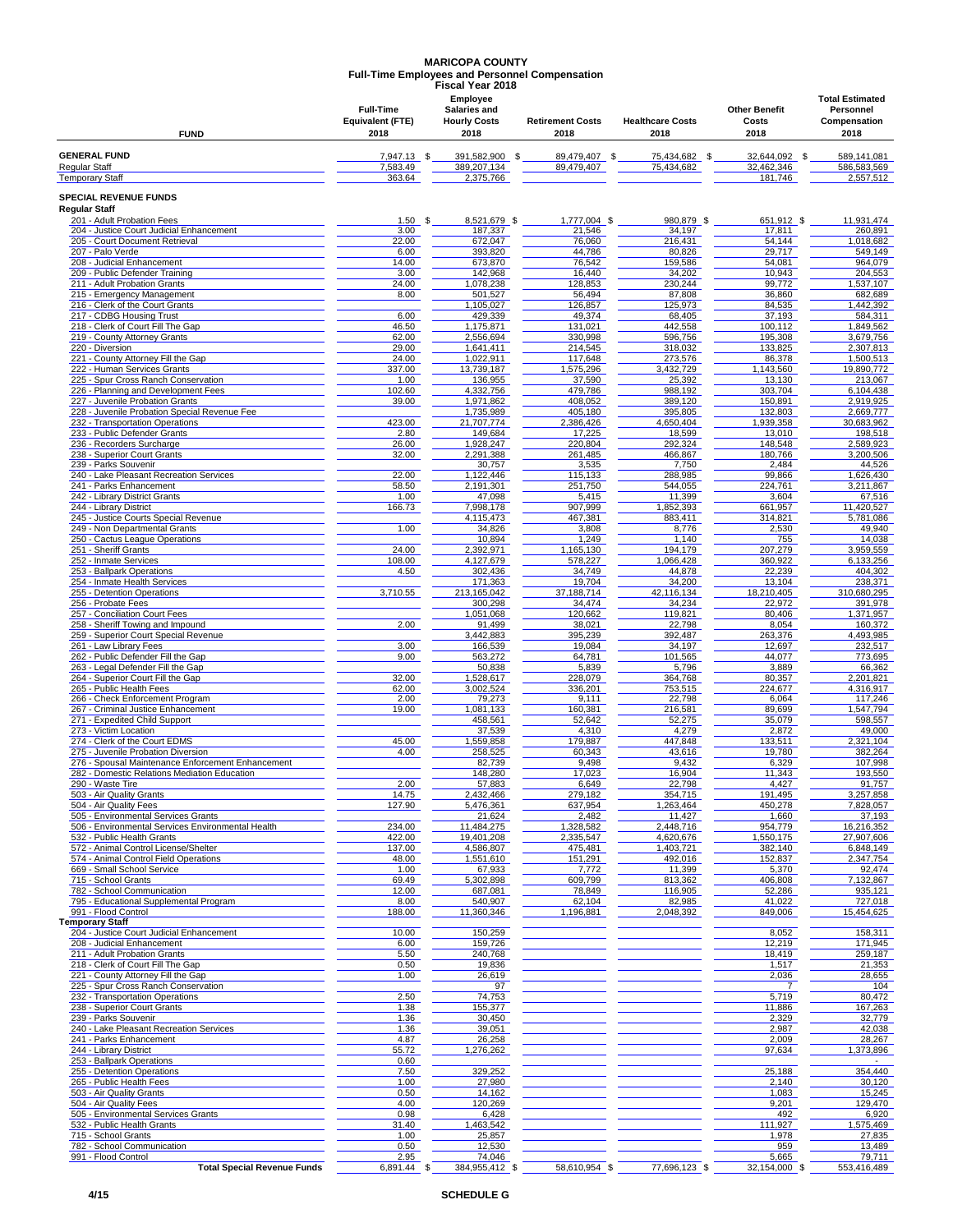# MARICOPA COUNTY
## Full-Time Employees and Personnel Compensation
### Fiscal Year 2018

| FUND | Full-Time Equivalent (FTE) 2018 | Employee Salaries and Hourly Costs 2018 | Retirement Costs 2018 | Healthcare Costs 2018 | Other Benefit Costs 2018 | Total Estimated Personnel Compensation 2018 |
|---|---|---|---|---|---|---|
| **GENERAL FUND** | 7,947.13 | $ 391,582,900 | $ 89,479,407 | $ 75,434,682 | $ 32,644,092 | $ 589,141,081 |
| Regular Staff | 7,583.49 | 389,207,134 | 89,479,407 | 75,434,682 | 32,462,346 | 586,583,569 |
| Temporary Staff | 363.64 | 2,375,766 | | | 181,746 | 2,557,512 |
| **SPECIAL REVENUE FUNDS** | | | | | | |
| **Regular Staff** | | | | | | |
| 201 - Adult Probation Fees | 1.50 | $ 8,521,679 | $ 1,777,004 | $ 980,879 | $ 651,912 | $ 11,931,474 |
| 204 - Justice Court Judicial Enhancement | 3.00 | 187,337 | 21,546 | 34,197 | 17,811 | 260,891 |
| 205 - Court Document Retrieval | 22.00 | 672,047 | 76,060 | 216,431 | 54,144 | 1,018,682 |
| 207 - Palo Verde | 6.00 | 393,820 | 44,786 | 80,826 | 29,717 | 549,149 |
| 208 - Judicial Enhancement | 14.00 | 673,870 | 76,542 | 159,586 | 54,081 | 964,079 |
| 209 - Public Defender Training | 3.00 | 142,968 | 16,440 | 34,202 | 10,943 | 204,553 |
| 211 - Adult Probation Grants | 24.00 | 1,078,238 | 128,853 | 230,244 | 99,772 | 1,537,107 |
| 215 - Emergency Management | 8.00 | 501,527 | 56,494 | 87,808 | 36,860 | 682,689 |
| 216 - Clerk of the Court Grants | | 1,105,027 | 126,857 | 125,973 | 84,535 | 1,442,392 |
| 217 - CDBG Housing Trust | 6.00 | 429,339 | 49,374 | 68,405 | 37,193 | 584,311 |
| 218 - Clerk of Court Fill The Gap | 46.50 | 1,175,871 | 131,021 | 442,558 | 100,112 | 1,849,562 |
| 219 - County Attorney Grants | 62.00 | 2,556,694 | 330,998 | 596,756 | 195,308 | 3,679,756 |
| 220 - Diversion | 29.00 | 1,641,411 | 214,545 | 318,032 | 133,825 | 2,307,813 |
| 221 - County Attorney Fill the Gap | 24.00 | 1,022,911 | 117,648 | 273,576 | 86,378 | 1,500,513 |
| 222 - Human Services Grants | 337.00 | 13,739,187 | 1,575,296 | 3,432,729 | 1,143,560 | 19,890,772 |
| 225 - Spur Cross Ranch Conservation | 1.00 | 136,955 | 37,590 | 25,392 | 13,130 | 213,067 |
| 226 - Planning and Development Fees | 102.60 | 4,332,756 | 479,786 | 988,192 | 303,704 | 6,104,438 |
| 227 - Juvenile Probation Grants | 39.00 | 1,971,862 | 408,052 | 389,120 | 150,891 | 2,919,925 |
| 228 - Juvenile Probation Special Revenue Fee | | 1,735,989 | 405,180 | 395,805 | 132,803 | 2,669,777 |
| 232 - Transportation Operations | 423.00 | 21,707,774 | 2,386,426 | 4,650,404 | 1,939,358 | 30,683,962 |
| 233 - Public Defender Grants | 2.80 | 149,684 | 17,225 | 18,599 | 13,010 | 198,518 |
| 236 - Recorders Surcharge | 26.00 | 1,928,247 | 220,804 | 292,324 | 148,548 | 2,589,923 |
| 238 - Superior Court Grants | 32.00 | 2,291,388 | 261,485 | 466,867 | 180,766 | 3,200,506 |
| 239 - Parks Souvenir | | 30,757 | 3,535 | 7,750 | 2,484 | 44,526 |
| 240 - Lake Pleasant Recreation Services | 22.00 | 1,122,446 | 115,133 | 288,985 | 99,866 | 1,626,430 |
| 241 - Parks Enhancement | 58.50 | 2,191,301 | 251,750 | 544,055 | 224,761 | 3,211,867 |
| 242 - Library District Grants | 1.00 | 47,098 | 5,415 | 11,399 | 3,604 | 67,516 |
| 244 - Library District | 166.73 | 7,998,178 | 907,999 | 1,852,393 | 661,957 | 11,420,527 |
| 245 - Justice Courts Special Revenue | | 4,115,473 | 467,381 | 883,411 | 314,821 | 5,781,086 |
| 249 - Non Departmental Grants | 1.00 | 34,826 | 3,808 | 8,776 | 2,530 | 49,940 |
| 250 - Cactus League Operations | | 10,894 | 1,249 | 1,140 | 755 | 14,038 |
| 251 - Sheriff Grants | 24.00 | 2,392,971 | 1,165,130 | 194,179 | 207,279 | 3,959,559 |
| 252 - Inmate Services | 108.00 | 4,127,679 | 578,227 | 1,066,428 | 360,922 | 6,133,256 |
| 253 - Ballpark Operations | 4.50 | 302,436 | 34,749 | 44,878 | 22,239 | 404,302 |
| 254 - Inmate Health Services | | 171,363 | 19,704 | 34,200 | 13,104 | 238,371 |
| 255 - Detention Operations | 3,710.55 | 213,165,042 | 37,188,714 | 42,116,134 | 18,210,405 | 310,680,295 |
| 256 - Probate Fees | | 300,298 | 34,474 | 34,234 | 22,972 | 391,978 |
| 257 - Conciliation Court Fees | | 1,051,068 | 120,662 | 119,821 | 80,406 | 1,371,957 |
| 258 - Sheriff Towing and Impound | 2.00 | 91,499 | 38,021 | 22,798 | 8,054 | 160,372 |
| 259 - Superior Court Special Revenue | | 3,442,883 | 395,239 | 392,487 | 263,376 | 4,493,985 |
| 261 - Law Library Fees | 3.00 | 166,539 | 19,084 | 34,197 | 12,697 | 232,517 |
| 262 - Public Defender Fill the Gap | 9.00 | 563,272 | 64,781 | 101,565 | 44,077 | 773,695 |
| 263 - Legal Defender Fill the Gap | | 50,838 | 5,839 | 5,796 | 3,889 | 66,362 |
| 264 - Superior Court Fill the Gap | 32.00 | 1,528,617 | 228,079 | 364,768 | 80,357 | 2,201,821 |
| 265 - Public Health Fees | 62.00 | 3,002,524 | 336,201 | 753,515 | 224,677 | 4,316,917 |
| 266 - Check Enforcement Program | 2.00 | 79,273 | 9,111 | 22,798 | 6,064 | 117,246 |
| 267 - Criminal Justice Enhancement | 19.00 | 1,081,133 | 160,381 | 216,581 | 89,699 | 1,547,794 |
| 271 - Expedited Child Support | | 458,561 | 52,642 | 52,275 | 35,079 | 598,557 |
| 273 - Victim Location | | 37,539 | 4,310 | 4,279 | 2,872 | 49,000 |
| 274 - Clerk of the Court EDMS | 45.00 | 1,559,858 | 179,887 | 447,848 | 133,511 | 2,321,104 |
| 275 - Juvenile Probation Diversion | 4.00 | 258,525 | 60,343 | 43,616 | 19,780 | 382,264 |
| 276 - Spousal Maintenance Enforcement Enhancement | | 82,739 | 9,498 | 9,432 | 6,329 | 107,998 |
| 282 - Domestic Relations Mediation Education | | 148,280 | 17,023 | 16,904 | 11,343 | 193,550 |
| 290 - Waste Tire | 2.00 | 57,883 | 6,649 | 22,798 | 4,427 | 91,757 |
| 503 - Air Quality Grants | 14.75 | 2,432,466 | 279,182 | 354,715 | 191,495 | 3,257,858 |
| 504 - Air Quality Fees | 127.90 | 5,476,361 | 637,954 | 1,263,464 | 450,278 | 7,828,057 |
| 505 - Environmental Services Grants | | 21,624 | 2,482 | 11,427 | 1,660 | 37,193 |
| 506 - Environmental Services Environmental Health | 234.00 | 11,484,275 | 1,328,582 | 2,448,716 | 954,779 | 16,216,352 |
| 532 - Public Health Grants | 422.00 | 19,401,208 | 2,335,547 | 4,620,676 | 1,550,175 | 27,907,606 |
| 572 - Animal Control License/Shelter | 137.00 | 4,586,807 | 475,481 | 1,403,721 | 382,140 | 6,848,149 |
| 574 - Animal Control Field Operations | 48.00 | 1,551,610 | 151,291 | 492,016 | 152,837 | 2,347,754 |
| 669 - Small School Service | 1.00 | 67,933 | 7,772 | 11,399 | 5,370 | 92,474 |
| 715 - School Grants | 69.49 | 5,302,898 | 609,799 | 813,362 | 406,808 | 7,132,867 |
| 782 - School Communication | 12.00 | 687,081 | 78,849 | 116,905 | 52,286 | 935,121 |
| 795 - Educational Supplemental Program | 8.00 | 540,907 | 62,104 | 82,985 | 41,022 | 727,018 |
| 991 - Flood Control | 188.00 | 11,360,346 | 1,196,881 | 2,048,392 | 849,006 | 15,454,625 |
| **Temporary Staff** | | | | | | |
| 204 - Justice Court Judicial Enhancement | 10.00 | 150,259 | | | 8,052 | 158,311 |
| 208 - Judicial Enhancement | 6.00 | 159,726 | | | 12,219 | 171,945 |
| 211 - Adult Probation Grants | 5.50 | 240,768 | | | 18,419 | 259,187 |
| 218 - Clerk of Court Fill The Gap | 0.50 | 19,836 | | | 1,517 | 21,353 |
| 221 - County Attorney Fill the Gap | 1.00 | 26,619 | | | 2,036 | 28,655 |
| 225 - Spur Cross Ranch Conservation | | 97 | | | 7 | 104 |
| 232 - Transportation Operations | 2.50 | 74,753 | | | 5,719 | 80,472 |
| 238 - Superior Court Grants | 1.38 | 155,377 | | | 11,886 | 167,263 |
| 239 - Parks Souvenir | 1.36 | 30,450 | | | 2,329 | 32,779 |
| 240 - Lake Pleasant Recreation Services | 1.36 | 39,051 | | | 2,987 | 42,038 |
| 241 - Parks Enhancement | 4.87 | 26,258 | | | 2,009 | 28,267 |
| 244 - Library District | 55.72 | 1,276,262 | | | 97,634 | 1,373,896 |
| 253 - Ballpark Operations | 0.60 | | | | | - |
| 255 - Detention Operations | 7.50 | 329,252 | | | 25,188 | 354,440 |
| 265 - Public Health Fees | 1.00 | 27,980 | | | 2,140 | 30,120 |
| 503 - Air Quality Grants | 0.50 | 14,162 | | | 1,083 | 15,245 |
| 504 - Air Quality Fees | 4.00 | 120,269 | | | 9,201 | 129,470 |
| 505 - Environmental Services Grants | 0.98 | 6,428 | | | 492 | 6,920 |
| 532 - Public Health Grants | 31.40 | 1,463,542 | | | 111,927 | 1,575,469 |
| 715 - School Grants | 1.00 | 25,857 | | | 1,978 | 27,835 |
| 782 - School Communication | 0.50 | 12,530 | | | 959 | 13,489 |
| 991 - Flood Control | 2.95 | 74,046 | | | 5,665 | 79,711 |
| **Total Special Revenue Funds** | 6,891.44 | $ 384,955,412 | $ 58,610,954 | $ 77,696,123 | $ 32,154,000 | $ 553,416,489 |

4/15

SCHEDULE G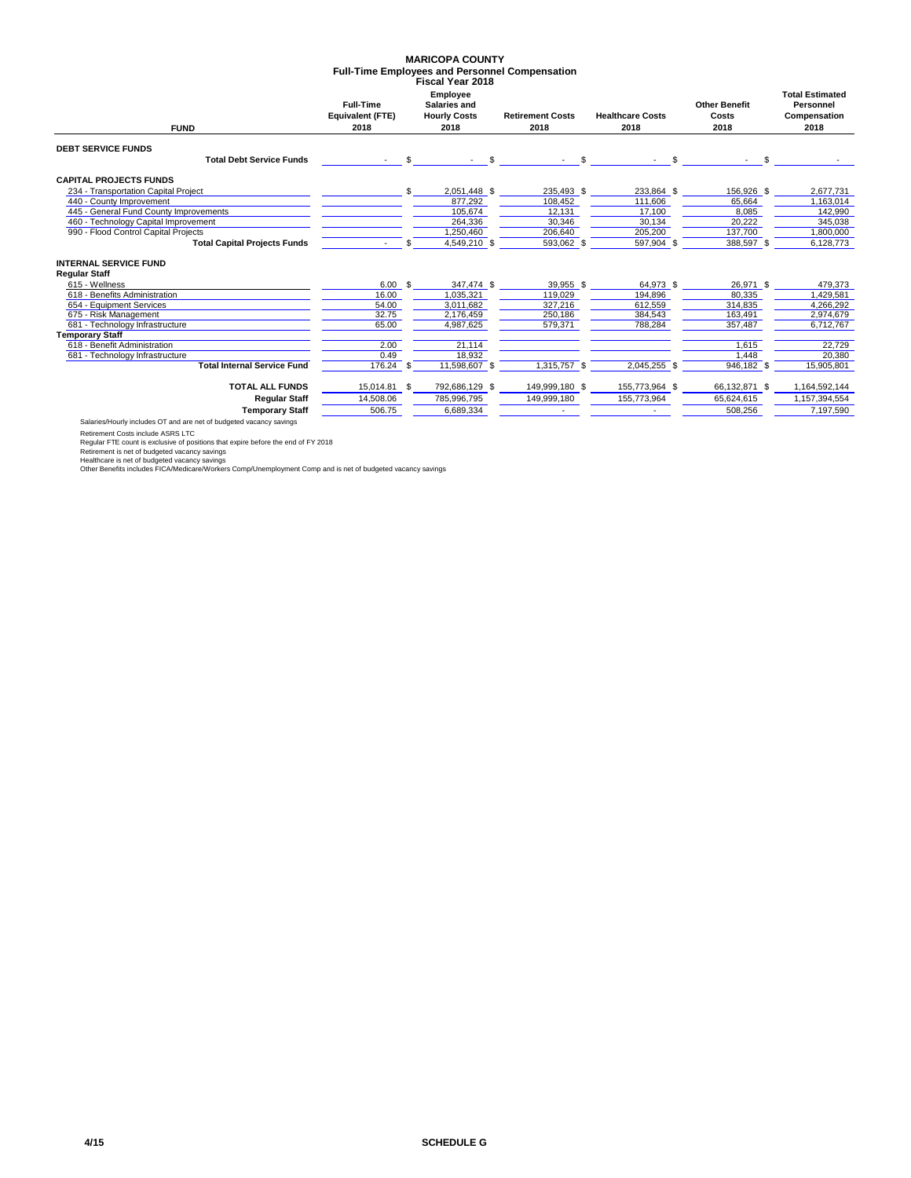# MARICOPA COUNTY
## Full-Time Employees and Personnel Compensation
### Fiscal Year 2018

| FUND | Full-Time Equivalent (FTE) 2018 | Employee Salaries and Hourly Costs 2018 | Retirement Costs 2018 | Healthcare Costs 2018 | Other Benefit Costs 2018 | Total Estimated Personnel Compensation 2018 |
|---|---|---|---|---|---|---|
| **DEBT SERVICE FUNDS** | | | | | | |
| **Total Debt Service Funds** | - | $ - | $ - | $ - | $ - | $ - |
| **CAPITAL PROJECTS FUNDS** | | | | | | |
| 234 - Transportation Capital Project | | $ 2,051,448 | $ 235,493 | $ 233,864 | $ 156,926 | $ 2,677,731 |
| 440 - County Improvement | | 877,292 | 108,452 | 111,606 | 65,664 | 1,163,014 |
| 445 - General Fund County Improvements | | 105,674 | 12,131 | 17,100 | 8,085 | 142,990 |
| 460 - Technology Capital Improvement | | 264,336 | 30,346 | 30,134 | 20,222 | 345,038 |
| 990 - Flood Control Capital Projects | | 1,250,460 | 206,640 | 205,200 | 137,700 | 1,800,000 |
| **Total Capital Projects Funds** | - | $ 4,549,210 | $ 593,062 | $ 597,904 | $ 388,597 | $ 6,128,773 |
| **INTERNAL SERVICE FUND** | | | | | | |
| **Regular Staff** | | | | | | |
| 615 - Wellness | 6.00 | $ 347,474 | $ 39,955 | $ 64,973 | $ 26,971 | $ 479,373 |
| 618 - Benefits Administration | 16.00 | 1,035,321 | 119,029 | 194,896 | 80,335 | 1,429,581 |
| 654 - Equipment Services | 54.00 | 3,011,682 | 327,216 | 612,559 | 314,835 | 4,266,292 |
| 675 - Risk Management | 32.75 | 2,176,459 | 250,186 | 384,543 | 163,491 | 2,974,679 |
| 681 - Technology Infrastructure | 65.00 | 4,987,625 | 579,371 | 788,284 | 357,487 | 6,712,767 |
| **Temporary Staff** | | | | | | |
| 618 - Benefit Administration | 2.00 | 21,114 | | | 1,615 | 22,729 |
| 681 - Technology Infrastructure | 0.49 | 18,932 | | | 1,448 | 20,380 |
| **Total Internal Service Fund** | 176.24 | $ 11,598,607 | $ 1,315,757 | $ 2,045,255 | $ 946,182 | $ 15,905,801 |
| **TOTAL ALL FUNDS** | 15,014.81 | $ 792,686,129 | $ 149,999,180 | $ 155,773,964 | $ 66,132,871 | $ 1,164,592,144 |
| **Regular Staff** | 14,508.06 | 785,996,795 | 149,999,180 | 155,773,964 | 65,624,615 | 1,157,394,554 |
| **Temporary Staff** | 506.75 | 6,689,334 | - | - | 508,256 | 7,197,590 |

Salaries/Hourly includes OT and are net of budgeted vacancy savings

Retirement Costs include ASRS LTC
Regular FTE count is exclusive of positions that expire before the end of FY 2018
Retirement is net of budgeted vacancy savings
Healthcare is net of budgeted vacancy savings
Other Benefits includes FICA/Medicare/Workers Comp/Unemployment Comp and is net of budgeted vacancy savings

SCHEDULE G